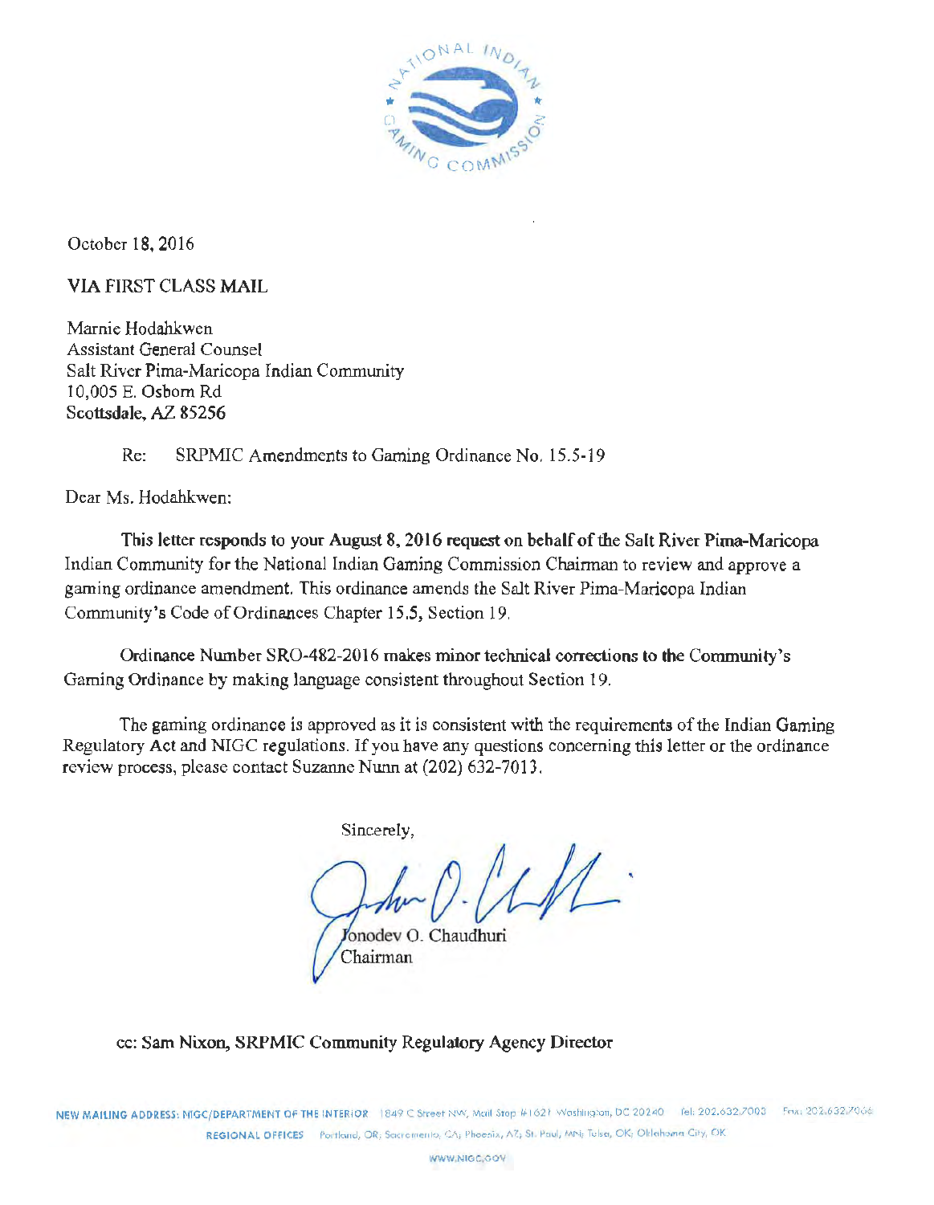October 18, 2016

VIA FIRST CLASS MAIL

Marnie Hodahkwen
Assistant General Counsel
Salt River Pima-Maricopa Indian Community
10,005 E. Osborn Rd
Scottsdale, AZ 85256

Re: SRPMIC Amendments to Gaming Ordinance No. 15.5-19

Dear Ms. Hodahkwen:

This letter responds to your August 8, 2016 request on behalf of the Salt River Pima-Maricopa Indian Community for the National Indian Gaming Commission Chairman to review and approve a gaming ordinance amendment. This ordinance amends the Salt River Pima-Maricopa Indian Community's Code of Ordinances Chapter 15.5, Section 19.

Ordinance Number SRO-482-2016 makes minor technical corrections to the Community's Gaming Ordinance by making language consistent throughout Section 19.

The gaming ordinance is approved as it is consistent with the requirements of the Indian Gaming Regulatory Act and NIGC regulations. If you have any questions concerning this letter or the ordinance review process, please contact Suzanne Nunn at (202) 632-7013.

Sincerely,

Jonodev O. Chaudhuri
Chairman

cc: Sam Nixon, SRPMIC Community Regulatory Agency Director

NEW MAILING ADDRESS: NIGC/DEPARTMENT OF THE INTERIOR 1849 C Street NW, Mail Stop #1621 Washington, DC 20240 Tel: 202.632.7003 Fax: 202.632.7066
REGIONAL OFFICES Portland, OR; Sacramento, CA; Phoenix, AZ; St. Paul, MN; Tulsa, OK; Oklahoma City, OK
WWW.NIGC.GOV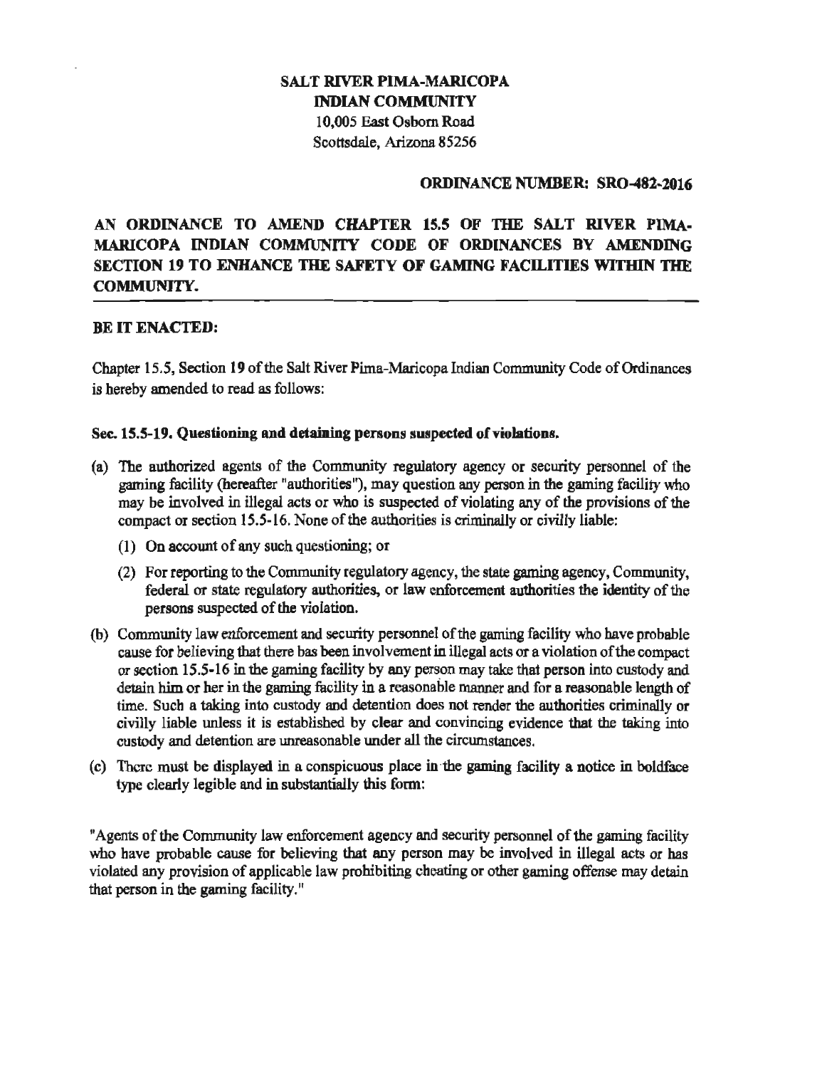**SALT RIVER PIMA-MARICOPA INDIAN COMMUNITY**
**10,005 East Osborn Road**
**Scottsdale, Arizona 85256**

**ORDINANCE NUMBER: SRO-482-2016**

# AN ORDINANCE TO AMEND CHAPTER 15.5 OF THE SALT RIVER PIMA-MARICOPA INDIAN COMMUNITY CODE OF ORDINANCES BY AMENDING SECTION 19 TO ENHANCE THE SAFETY OF GAMING FACILITIES WITHIN THE COMMUNITY.

**BE IT ENACTED:**

Chapter 15.5, Section 19 of the Salt River Pima-Maricopa Indian Community Code of Ordinances is hereby amended to read as follows:

**Sec. 15.5-19. Questioning and detaining persons suspected of violations.**

(a) The authorized agents of the Community regulatory agency or security personnel of the gaming facility (hereafter "authorities"), may question any person in the gaming facility who may be involved in illegal acts or who is suspected of violating any of the provisions of the compact or section 15.5-16. None of the authorities is criminally or civilly liable:

  (1) On account of any such questioning; or

  (2) For reporting to the Community regulatory agency, the state gaming agency, Community, federal or state regulatory authorities, or law enforcement authorities the identity of the persons suspected of the violation.

(b) Community law enforcement and security personnel of the gaming facility who have probable cause for believing that there has been involvement in illegal acts or a violation of the compact or section 15.5-16 in the gaming facility by any person may take that person into custody and detain him or her in the gaming facility in a reasonable manner and for a reasonable length of time. Such a taking into custody and detention does not render the authorities criminally or civilly liable unless it is established by clear and convincing evidence that the taking into custody and detention are unreasonable under all the circumstances.

(c) There must be displayed in a conspicuous place in the gaming facility a notice in boldface type clearly legible and in substantially this form:

"Agents of the Community law enforcement agency and security personnel of the gaming facility who have probable cause for believing that any person may be involved in illegal acts or has violated any provision of applicable law prohibiting cheating or other gaming offense may detain that person in the gaming facility."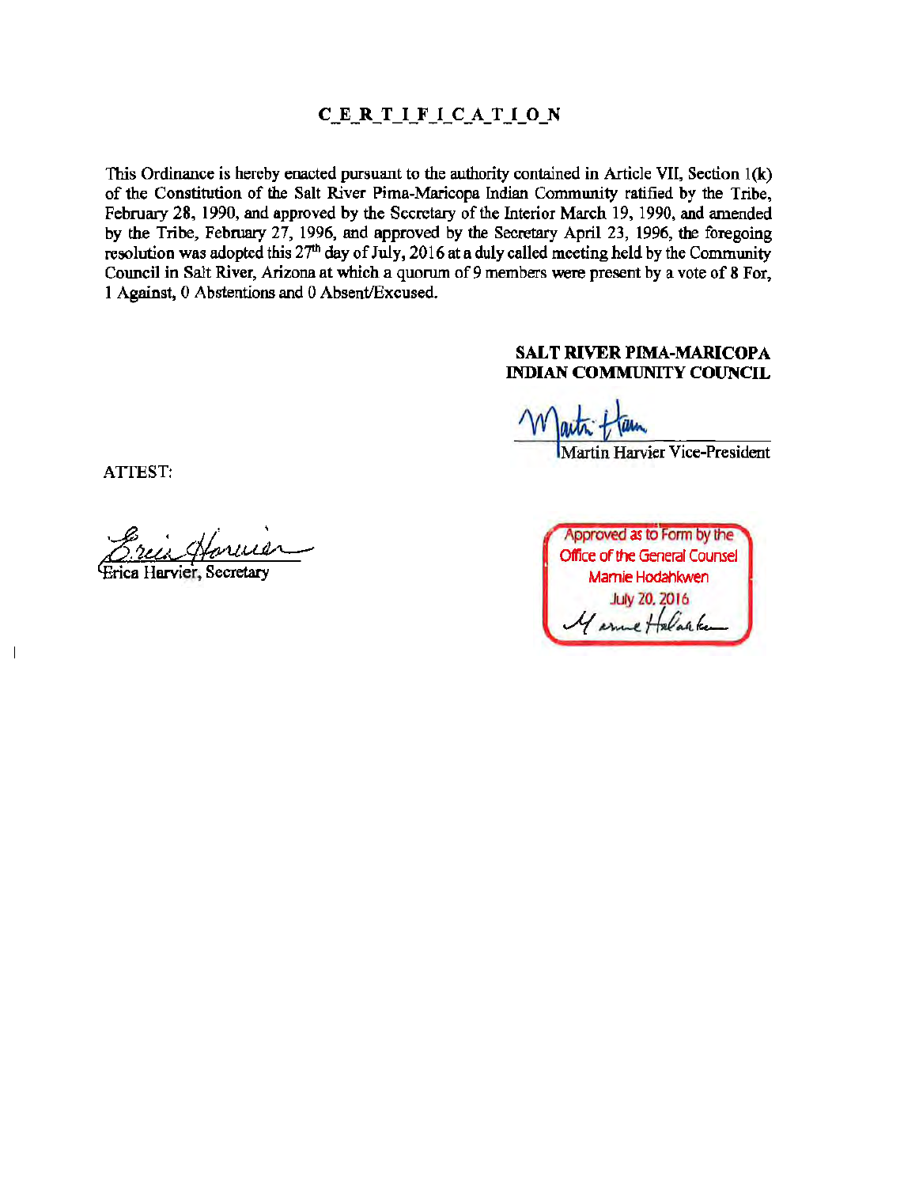## CERTIFICATION

This Ordinance is hereby enacted pursuant to the authority contained in Article VII, Section 1(k) of the Constitution of the Salt River Pima-Maricopa Indian Community ratified by the Tribe, February 28, 1990, and approved by the Secretary of the Interior March 19, 1990, and amended by the Tribe, February 27, 1996, and approved by the Secretary April 23, 1996, the foregoing resolution was adopted this 27th day of July, 2016 at a duly called meeting held by the Community Council in Salt River, Arizona at which a quorum of 9 members were present by a vote of 8 For, 1 Against, 0 Abstentions and 0 Absent/Excused.

**SALT RIVER PIMA-MARICOPA INDIAN COMMUNITY COUNCIL**

Martin Harvier Vice-President

ATTEST:

Erica Harvier, Secretary

Approved as to Form by the Office of the General Counsel
Marnie Hodahkwen
July 20, 2016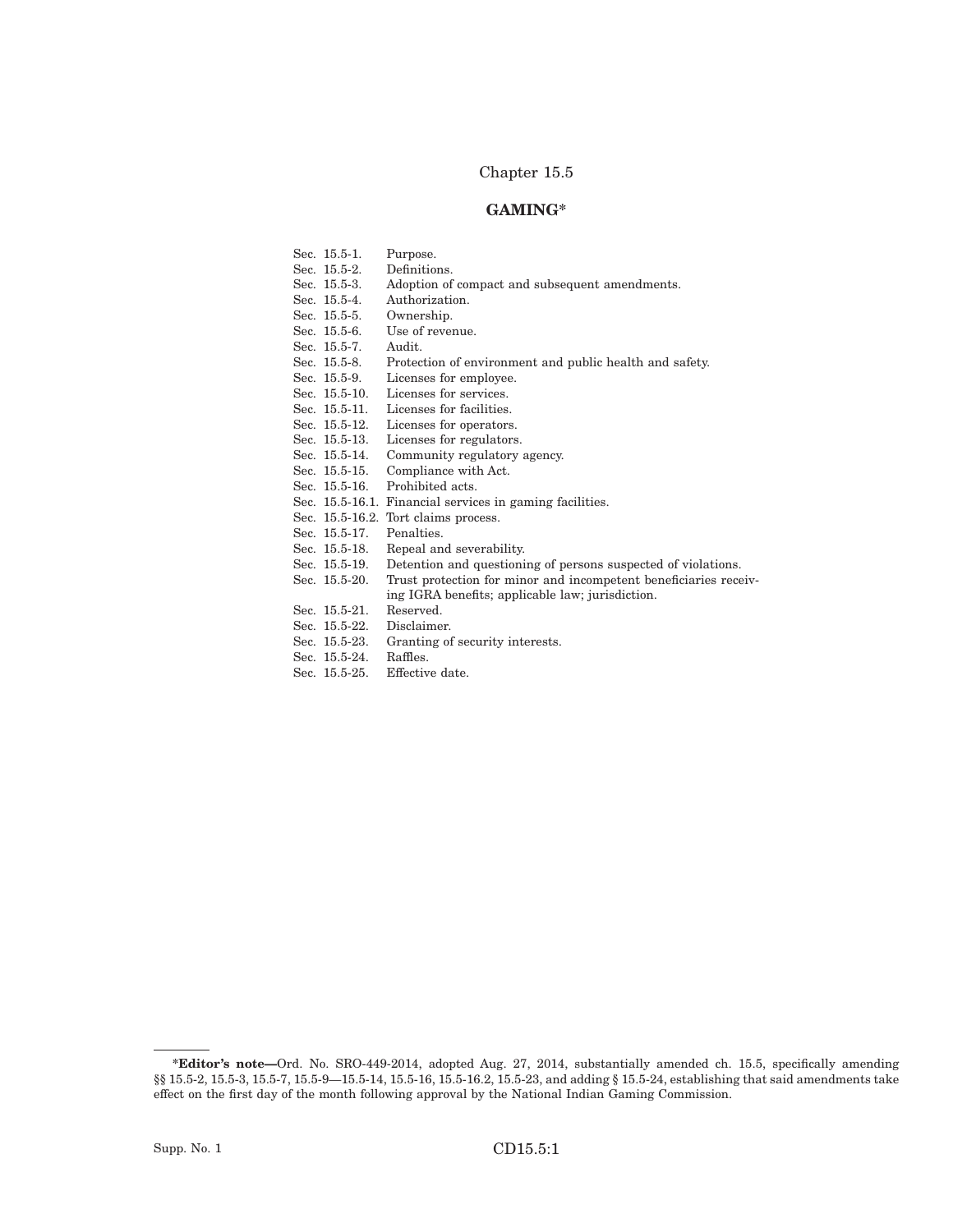# Chapter 15.5

## GAMING*

Sec. 15.5-1. Purpose.
Sec. 15.5-2. Definitions.
Sec. 15.5-3. Adoption of compact and subsequent amendments.
Sec. 15.5-4. Authorization.
Sec. 15.5-5. Ownership.
Sec. 15.5-6. Use of revenue.
Sec. 15.5-7. Audit.
Sec. 15.5-8. Protection of environment and public health and safety.
Sec. 15.5-9. Licenses for employee.
Sec. 15.5-10. Licenses for services.
Sec. 15.5-11. Licenses for facilities.
Sec. 15.5-12. Licenses for operators.
Sec. 15.5-13. Licenses for regulators.
Sec. 15.5-14. Community regulatory agency.
Sec. 15.5-15. Compliance with Act.
Sec. 15.5-16. Prohibited acts.
Sec. 15.5-16.1. Financial services in gaming facilities.
Sec. 15.5-16.2. Tort claims process.
Sec. 15.5-17. Penalties.
Sec. 15.5-18. Repeal and severability.
Sec. 15.5-19. Detention and questioning of persons suspected of violations.
Sec. 15.5-20. Trust protection for minor and incompetent beneficiaries receiving IGRA benefits; applicable law; jurisdiction.
Sec. 15.5-21. Reserved.
Sec. 15.5-22. Disclaimer.
Sec. 15.5-23. Granting of security interests.
Sec. 15.5-24. Raffles.
Sec. 15.5-25. Effective date.

---

***Editor's note—**Ord. No. SRO-449-2014, adopted Aug. 27, 2014, substantially amended ch. 15.5, specifically amending §§ 15.5-2, 15.5-3, 15.5-7, 15.5-9—15.5-14, 15.5-16, 15.5-16.2, 15.5-23, and adding § 15.5-24, establishing that said amendments take effect on the first day of the month following approval by the National Indian Gaming Commission.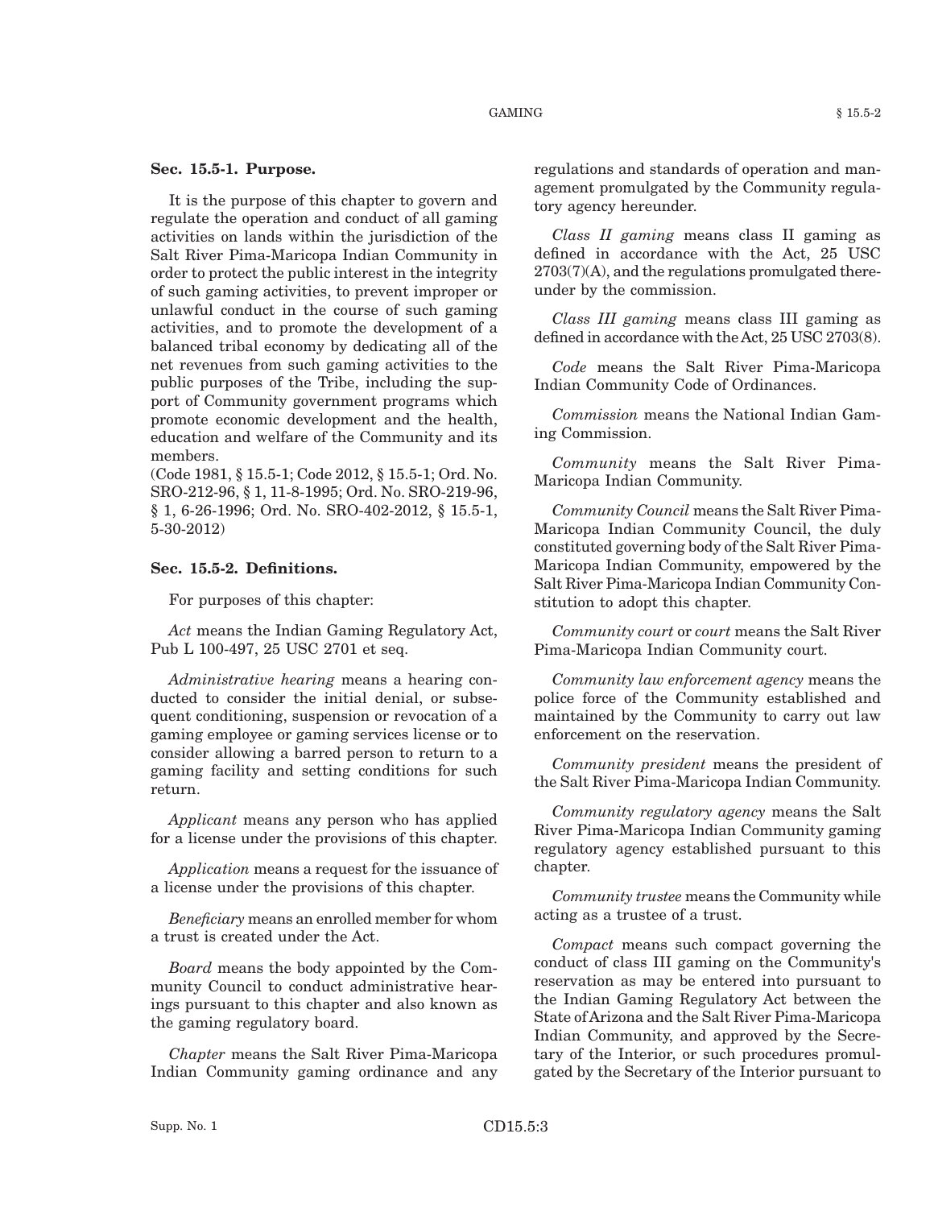**Sec. 15.5-1. Purpose.**

It is the purpose of this chapter to govern and regulate the operation and conduct of all gaming activities on lands within the jurisdiction of the Salt River Pima-Maricopa Indian Community in order to protect the public interest in the integrity of such gaming activities, to prevent improper or unlawful conduct in the course of such gaming activities, and to promote the development of a balanced tribal economy by dedicating all of the net revenues from such gaming activities to the public purposes of the Tribe, including the support of Community government programs which promote economic development and the health, education and welfare of the Community and its members.

(Code 1981, § 15.5-1; Code 2012, § 15.5-1; Ord. No. SRO-212-96, § 1, 11-8-1995; Ord. No. SRO-219-96, § 1, 6-26-1996; Ord. No. SRO-402-2012, § 15.5-1, 5-30-2012)

**Sec. 15.5-2. Definitions.**

For purposes of this chapter:

*Act* means the Indian Gaming Regulatory Act, Pub L 100-497, 25 USC 2701 et seq.

*Administrative hearing* means a hearing conducted to consider the initial denial, or subsequent conditioning, suspension or revocation of a gaming employee or gaming services license or to consider allowing a barred person to return to a gaming facility and setting conditions for such return.

*Applicant* means any person who has applied for a license under the provisions of this chapter.

*Application* means a request for the issuance of a license under the provisions of this chapter.

*Beneficiary* means an enrolled member for whom a trust is created under the Act.

*Board* means the body appointed by the Community Council to conduct administrative hearings pursuant to this chapter and also known as the gaming regulatory board.

*Chapter* means the Salt River Pima-Maricopa Indian Community gaming ordinance and any regulations and standards of operation and management promulgated by the Community regulatory agency hereunder.

*Class II gaming* means class II gaming as defined in accordance with the Act, 25 USC 2703(7)(A), and the regulations promulgated thereunder by the commission.

*Class III gaming* means class III gaming as defined in accordance with the Act, 25 USC 2703(8).

*Code* means the Salt River Pima-Maricopa Indian Community Code of Ordinances.

*Commission* means the National Indian Gaming Commission.

*Community* means the Salt River Pima-Maricopa Indian Community.

*Community Council* means the Salt River Pima-Maricopa Indian Community Council, the duly constituted governing body of the Salt River Pima-Maricopa Indian Community, empowered by the Salt River Pima-Maricopa Indian Community Constitution to adopt this chapter.

*Community court* or *court* means the Salt River Pima-Maricopa Indian Community court.

*Community law enforcement agency* means the police force of the Community established and maintained by the Community to carry out law enforcement on the reservation.

*Community president* means the president of the Salt River Pima-Maricopa Indian Community.

*Community regulatory agency* means the Salt River Pima-Maricopa Indian Community gaming regulatory agency established pursuant to this chapter.

*Community trustee* means the Community while acting as a trustee of a trust.

*Compact* means such compact governing the conduct of class III gaming on the Community's reservation as may be entered into pursuant to the Indian Gaming Regulatory Act between the State of Arizona and the Salt River Pima-Maricopa Indian Community, and approved by the Secretary of the Interior, or such procedures promulgated by the Secretary of the Interior pursuant to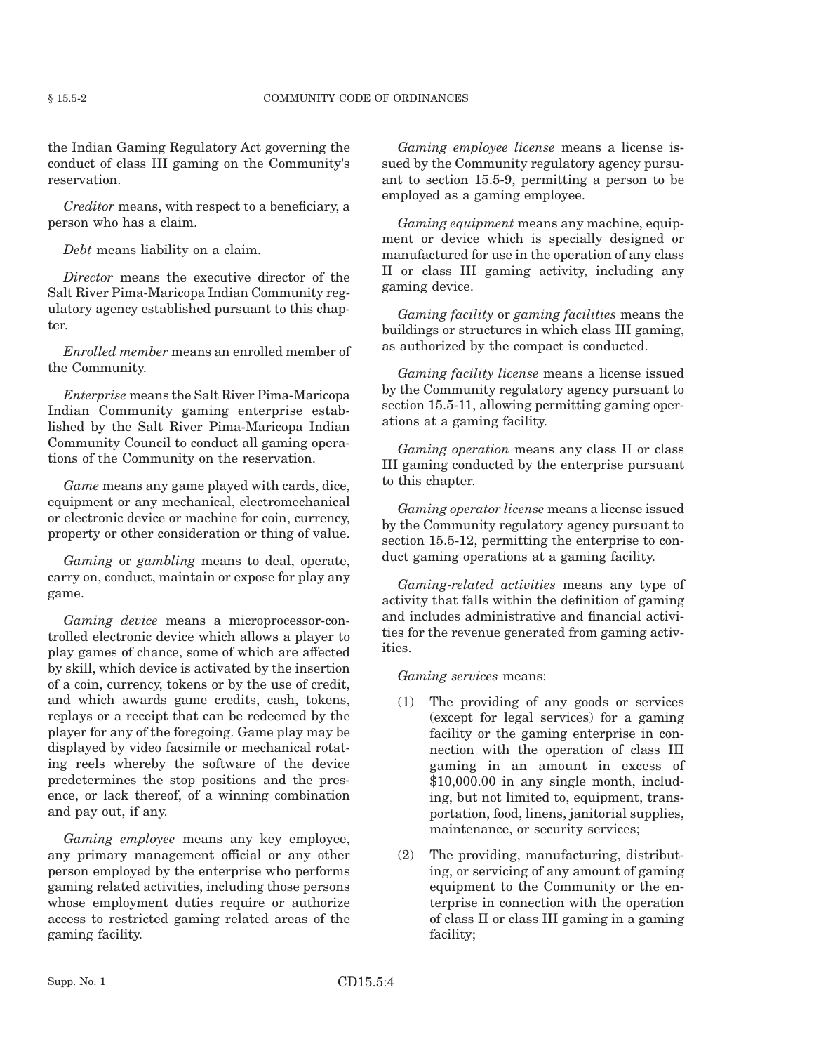the Indian Gaming Regulatory Act governing the conduct of class III gaming on the Community's reservation.

*Creditor* means, with respect to a beneficiary, a person who has a claim.

*Debt* means liability on a claim.

*Director* means the executive director of the Salt River Pima-Maricopa Indian Community regulatory agency established pursuant to this chapter.

*Enrolled member* means an enrolled member of the Community.

*Enterprise* means the Salt River Pima-Maricopa Indian Community gaming enterprise established by the Salt River Pima-Maricopa Indian Community Council to conduct all gaming operations of the Community on the reservation.

*Game* means any game played with cards, dice, equipment or any mechanical, electromechanical or electronic device or machine for coin, currency, property or other consideration or thing of value.

*Gaming* or *gambling* means to deal, operate, carry on, conduct, maintain or expose for play any game.

*Gaming device* means a microprocessor-controlled electronic device which allows a player to play games of chance, some of which are affected by skill, which device is activated by the insertion of a coin, currency, tokens or by the use of credit, and which awards game credits, cash, tokens, replays or a receipt that can be redeemed by the player for any of the foregoing. Game play may be displayed by video facsimile or mechanical rotating reels whereby the software of the device predetermines the stop positions and the presence, or lack thereof, of a winning combination and pay out, if any.

*Gaming employee* means any key employee, any primary management official or any other person employed by the enterprise who performs gaming related activities, including those persons whose employment duties require or authorize access to restricted gaming related areas of the gaming facility.

*Gaming employee license* means a license issued by the Community regulatory agency pursuant to section 15.5-9, permitting a person to be employed as a gaming employee.

*Gaming equipment* means any machine, equipment or device which is specially designed or manufactured for use in the operation of any class II or class III gaming activity, including any gaming device.

*Gaming facility* or *gaming facilities* means the buildings or structures in which class III gaming, as authorized by the compact is conducted.

*Gaming facility license* means a license issued by the Community regulatory agency pursuant to section 15.5-11, allowing permitting gaming operations at a gaming facility.

*Gaming operation* means any class II or class III gaming conducted by the enterprise pursuant to this chapter.

*Gaming operator license* means a license issued by the Community regulatory agency pursuant to section 15.5-12, permitting the enterprise to conduct gaming operations at a gaming facility.

*Gaming-related activities* means any type of activity that falls within the definition of gaming and includes administrative and financial activities for the revenue generated from gaming activities.

*Gaming services* means:

(1) The providing of any goods or services (except for legal services) for a gaming facility or the gaming enterprise in connection with the operation of class III gaming in an amount in excess of $10,000.00 in any single month, including, but not limited to, equipment, transportation, food, linens, janitorial supplies, maintenance, or security services;

(2) The providing, manufacturing, distributing, or servicing of any amount of gaming equipment to the Community or the enterprise in connection with the operation of class II or class III gaming in a gaming facility;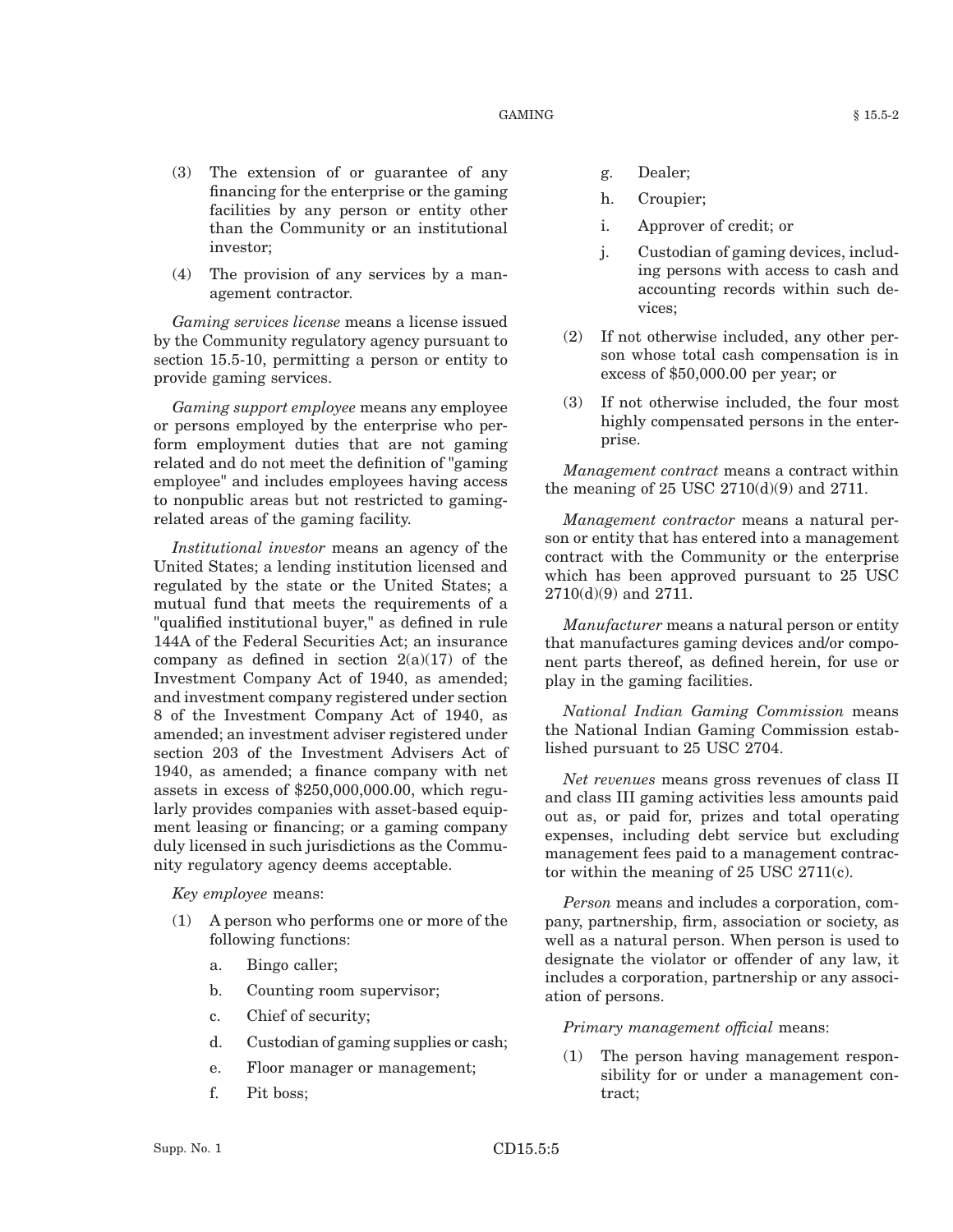(3) The extension of or guarantee of any financing for the enterprise or the gaming facilities by any person or entity other than the Community or an institutional investor;

(4) The provision of any services by a management contractor.

*Gaming services license* means a license issued by the Community regulatory agency pursuant to section 15.5-10, permitting a person or entity to provide gaming services.

*Gaming support employee* means any employee or persons employed by the enterprise who perform employment duties that are not gaming related and do not meet the definition of "gaming employee" and includes employees having access to nonpublic areas but not restricted to gaming-related areas of the gaming facility.

*Institutional investor* means an agency of the United States; a lending institution licensed and regulated by the state or the United States; a mutual fund that meets the requirements of a "qualified institutional buyer," as defined in rule 144A of the Federal Securities Act; an insurance company as defined in section 2(a)(17) of the Investment Company Act of 1940, as amended; and investment company registered under section 8 of the Investment Company Act of 1940, as amended; an investment adviser registered under section 203 of the Investment Advisers Act of 1940, as amended; a finance company with net assets in excess of $250,000,000.00, which regularly provides companies with asset-based equipment leasing or financing; or a gaming company duly licensed in such jurisdictions as the Community regulatory agency deems acceptable.

*Key employee* means:

(1) A person who performs one or more of the following functions:

  a. Bingo caller;

  b. Counting room supervisor;

  c. Chief of security;

  d. Custodian of gaming supplies or cash;

  e. Floor manager or management;

  f. Pit boss;

  g. Dealer;

  h. Croupier;

  i. Approver of credit; or

  j. Custodian of gaming devices, including persons with access to cash and accounting records within such devices;

(2) If not otherwise included, any other person whose total cash compensation is in excess of $50,000.00 per year; or

(3) If not otherwise included, the four most highly compensated persons in the enterprise.

*Management contract* means a contract within the meaning of 25 USC 2710(d)(9) and 2711.

*Management contractor* means a natural person or entity that has entered into a management contract with the Community or the enterprise which has been approved pursuant to 25 USC 2710(d)(9) and 2711.

*Manufacturer* means a natural person or entity that manufactures gaming devices and/or component parts thereof, as defined herein, for use or play in the gaming facilities.

*National Indian Gaming Commission* means the National Indian Gaming Commission established pursuant to 25 USC 2704.

*Net revenues* means gross revenues of class II and class III gaming activities less amounts paid out as, or paid for, prizes and total operating expenses, including debt service but excluding management fees paid to a management contractor within the meaning of 25 USC 2711(c).

*Person* means and includes a corporation, company, partnership, firm, association or society, as well as a natural person. When person is used to designate the violator or offender of any law, it includes a corporation, partnership or any association of persons.

*Primary management official* means:

(1) The person having management responsibility for or under a management contract;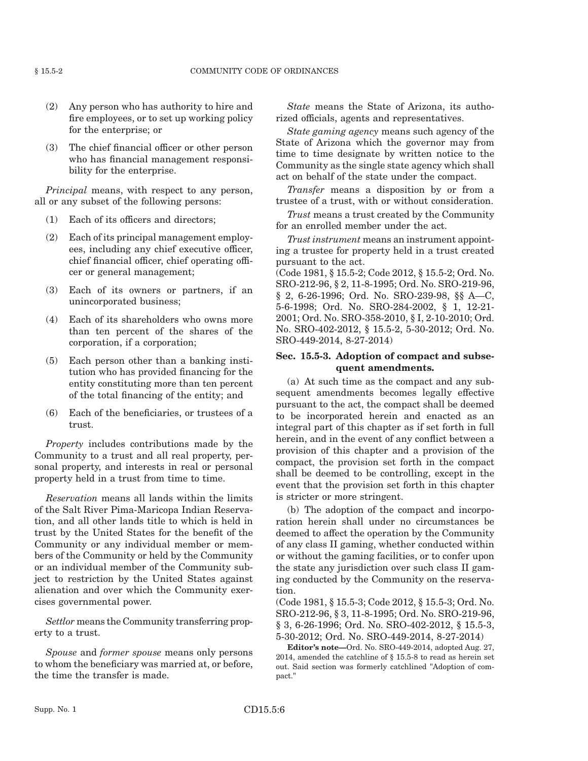(2) Any person who has authority to hire and fire employees, or to set up working policy for the enterprise; or

(3) The chief financial officer or other person who has financial management responsibility for the enterprise.

*Principal* means, with respect to any person, all or any subset of the following persons:

(1) Each of its officers and directors;

(2) Each of its principal management employees, including any chief executive officer, chief financial officer, chief operating officer or general management;

(3) Each of its owners or partners, if an unincorporated business;

(4) Each of its shareholders who owns more than ten percent of the shares of the corporation, if a corporation;

(5) Each person other than a banking institution who has provided financing for the entity constituting more than ten percent of the total financing of the entity; and

(6) Each of the beneficiaries, or trustees of a trust.

*Property* includes contributions made by the Community to a trust and all real property, personal property, and interests in real or personal property held in a trust from time to time.

*Reservation* means all lands within the limits of the Salt River Pima-Maricopa Indian Reservation, and all other lands title to which is held in trust by the United States for the benefit of the Community or any individual member or members of the Community or held by the Community or an individual member of the Community subject to restriction by the United States against alienation and over which the Community exercises governmental power.

*Settlor* means the Community transferring property to a trust.

*Spouse* and *former spouse* means only persons to whom the beneficiary was married at, or before, the time the transfer is made.

*State* means the State of Arizona, its authorized officials, agents and representatives.

*State gaming agency* means such agency of the State of Arizona which the governor may from time to time designate by written notice to the Community as the single state agency which shall act on behalf of the state under the compact.

*Transfer* means a disposition by or from a trustee of a trust, with or without consideration.

*Trust* means a trust created by the Community for an enrolled member under the act.

*Trust instrument* means an instrument appointing a trustee for property held in a trust created pursuant to the act.

(Code 1981, § 15.5-2; Code 2012, § 15.5-2; Ord. No. SRO-212-96, § 2, 11-8-1995; Ord. No. SRO-219-96, § 2, 6-26-1996; Ord. No. SRO-239-98, §§ A—C, 5-6-1998; Ord. No. SRO-284-2002, § 1, 12-21-2001; Ord. No. SRO-358-2010, § I, 2-10-2010; Ord. No. SRO-402-2012, § 15.5-2, 5-30-2012; Ord. No. SRO-449-2014, 8-27-2014)

### Sec. 15.5-3. Adoption of compact and subsequent amendments.

(a) At such time as the compact and any subsequent amendments becomes legally effective pursuant to the act, the compact shall be deemed to be incorporated herein and enacted as an integral part of this chapter as if set forth in full herein, and in the event of any conflict between a provision of this chapter and a provision of the compact, the provision set forth in the compact shall be deemed to be controlling, except in the event that the provision set forth in this chapter is stricter or more stringent.

(b) The adoption of the compact and incorporation herein shall under no circumstances be deemed to affect the operation by the Community of any class II gaming, whether conducted within or without the gaming facilities, or to confer upon the state any jurisdiction over such class II gaming conducted by the Community on the reservation.

(Code 1981, § 15.5-3; Code 2012, § 15.5-3; Ord. No. SRO-212-96, § 3, 11-8-1995; Ord. No. SRO-219-96, § 3, 6-26-1996; Ord. No. SRO-402-2012, § 15.5-3, 5-30-2012; Ord. No. SRO-449-2014, 8-27-2014)

**Editor's note—**Ord. No. SRO-449-2014, adopted Aug. 27, 2014, amended the catchline of § 15.5-8 to read as herein set out. Said section was formerly catchlined "Adoption of compact."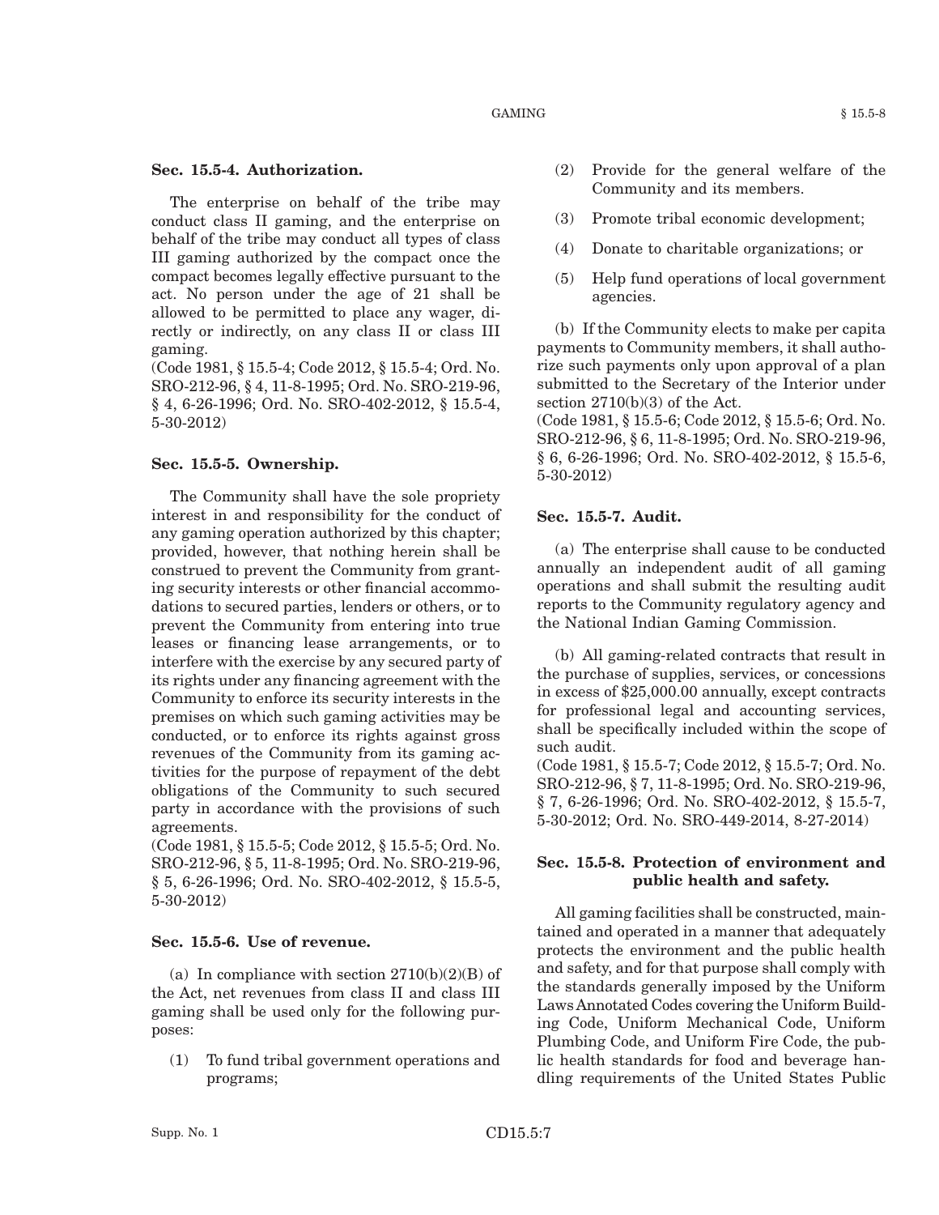### Sec. 15.5-4. Authorization.

The enterprise on behalf of the tribe may conduct class II gaming, and the enterprise on behalf of the tribe may conduct all types of class III gaming authorized by the compact once the compact becomes legally effective pursuant to the act. No person under the age of 21 shall be allowed to be permitted to place any wager, directly or indirectly, on any class II or class III gaming.

(Code 1981, § 15.5-4; Code 2012, § 15.5-4; Ord. No. SRO-212-96, § 4, 11-8-1995; Ord. No. SRO-219-96, § 4, 6-26-1996; Ord. No. SRO-402-2012, § 15.5-4, 5-30-2012)

### Sec. 15.5-5. Ownership.

The Community shall have the sole propriety interest in and responsibility for the conduct of any gaming operation authorized by this chapter; provided, however, that nothing herein shall be construed to prevent the Community from granting security interests or other financial accommodations to secured parties, lenders or others, or to prevent the Community from entering into true leases or financing lease arrangements, or to interfere with the exercise by any secured party of its rights under any financing agreement with the Community to enforce its security interests in the premises on which such gaming activities may be conducted, or to enforce its rights against gross revenues of the Community from its gaming activities for the purpose of repayment of the debt obligations of the Community to such secured party in accordance with the provisions of such agreements.

(Code 1981, § 15.5-5; Code 2012, § 15.5-5; Ord. No. SRO-212-96, § 5, 11-8-1995; Ord. No. SRO-219-96, § 5, 6-26-1996; Ord. No. SRO-402-2012, § 15.5-5, 5-30-2012)

### Sec. 15.5-6. Use of revenue.

(a) In compliance with section 2710(b)(2)(B) of the Act, net revenues from class II and class III gaming shall be used only for the following purposes:

(1) To fund tribal government operations and programs;

(2) Provide for the general welfare of the Community and its members.

(3) Promote tribal economic development;

(4) Donate to charitable organizations; or

(5) Help fund operations of local government agencies.

(b) If the Community elects to make per capita payments to Community members, it shall authorize such payments only upon approval of a plan submitted to the Secretary of the Interior under section 2710(b)(3) of the Act.

(Code 1981, § 15.5-6; Code 2012, § 15.5-6; Ord. No. SRO-212-96, § 6, 11-8-1995; Ord. No. SRO-219-96, § 6, 6-26-1996; Ord. No. SRO-402-2012, § 15.5-6, 5-30-2012)

### Sec. 15.5-7. Audit.

(a) The enterprise shall cause to be conducted annually an independent audit of all gaming operations and shall submit the resulting audit reports to the Community regulatory agency and the National Indian Gaming Commission.

(b) All gaming-related contracts that result in the purchase of supplies, services, or concessions in excess of $25,000.00 annually, except contracts for professional legal and accounting services, shall be specifically included within the scope of such audit.

(Code 1981, § 15.5-7; Code 2012, § 15.5-7; Ord. No. SRO-212-96, § 7, 11-8-1995; Ord. No. SRO-219-96, § 7, 6-26-1996; Ord. No. SRO-402-2012, § 15.5-7, 5-30-2012; Ord. No. SRO-449-2014, 8-27-2014)

### Sec. 15.5-8. Protection of environment and public health and safety.

All gaming facilities shall be constructed, maintained and operated in a manner that adequately protects the environment and the public health and safety, and for that purpose shall comply with the standards generally imposed by the Uniform Laws Annotated Codes covering the Uniform Building Code, Uniform Mechanical Code, Uniform Plumbing Code, and Uniform Fire Code, the public health standards for food and beverage handling requirements of the United States Public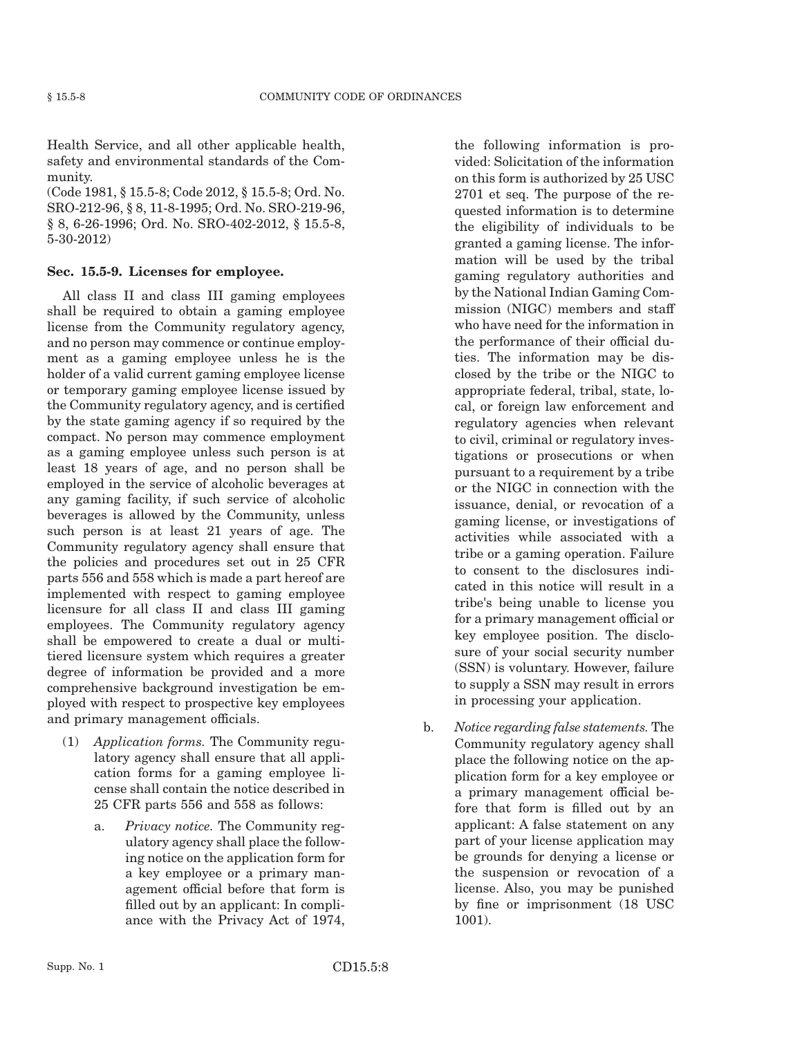Health Service, and all other applicable health, safety and environmental standards of the Community.

(Code 1981, § 15.5-8; Code 2012, § 15.5-8; Ord. No. SRO-212-96, § 8, 11-8-1995; Ord. No. SRO-219-96, § 8, 6-26-1996; Ord. No. SRO-402-2012, § 15.5-8, 5-30-2012)

### Sec. 15.5-9. Licenses for employee.

All class II and class III gaming employees shall be required to obtain a gaming employee license from the Community regulatory agency, and no person may commence or continue employment as a gaming employee unless he is the holder of a valid current gaming employee license or temporary gaming employee license issued by the Community regulatory agency, and is certified by the state gaming agency if so required by the compact. No person may commence employment as a gaming employee unless such person is at least 18 years of age, and no person shall be employed in the service of alcoholic beverages at any gaming facility, if such service of alcoholic beverages is allowed by the Community, unless such person is at least 21 years of age. The Community regulatory agency shall ensure that the policies and procedures set out in 25 CFR parts 556 and 558 which is made a part hereof are implemented with respect to gaming employee licensure for all class II and class III gaming employees. The Community regulatory agency shall be empowered to create a dual or multi-tiered licensure system which requires a greater degree of information be provided and a more comprehensive background investigation be employed with respect to prospective key employees and primary management officials.

(1) *Application forms.* The Community regulatory agency shall ensure that all application forms for a gaming employee license shall contain the notice described in 25 CFR parts 556 and 558 as follows:

   a. *Privacy notice.* The Community regulatory agency shall place the following notice on the application form for a key employee or a primary management official before that form is filled out by an applicant: In compliance with the Privacy Act of 1974, the following information is provided: Solicitation of the information on this form is authorized by 25 USC 2701 et seq. The purpose of the requested information is to determine the eligibility of individuals to be granted a gaming license. The information will be used by the tribal gaming regulatory authorities and by the National Indian Gaming Commission (NIGC) members and staff who have need for the information in the performance of their official duties. The information may be disclosed by the tribe or the NIGC to appropriate federal, tribal, state, local, or foreign law enforcement and regulatory agencies when relevant to civil, criminal or regulatory investigations or prosecutions or when pursuant to a requirement by a tribe or the NIGC in connection with the issuance, denial, or revocation of a gaming license, or investigations of activities while associated with a tribe or a gaming operation. Failure to consent to the disclosures indicated in this notice will result in a tribe's being unable to license you for a primary management official or key employee position. The disclosure of your social security number (SSN) is voluntary. However, failure to supply a SSN may result in errors in processing your application.

   b. *Notice regarding false statements.* The Community regulatory agency shall place the following notice on the application form for a key employee or a primary management official before that form is filled out by an applicant: A false statement on any part of your license application may be grounds for denying a license or the suspension or revocation of a license. Also, you may be punished by fine or imprisonment (18 USC 1001).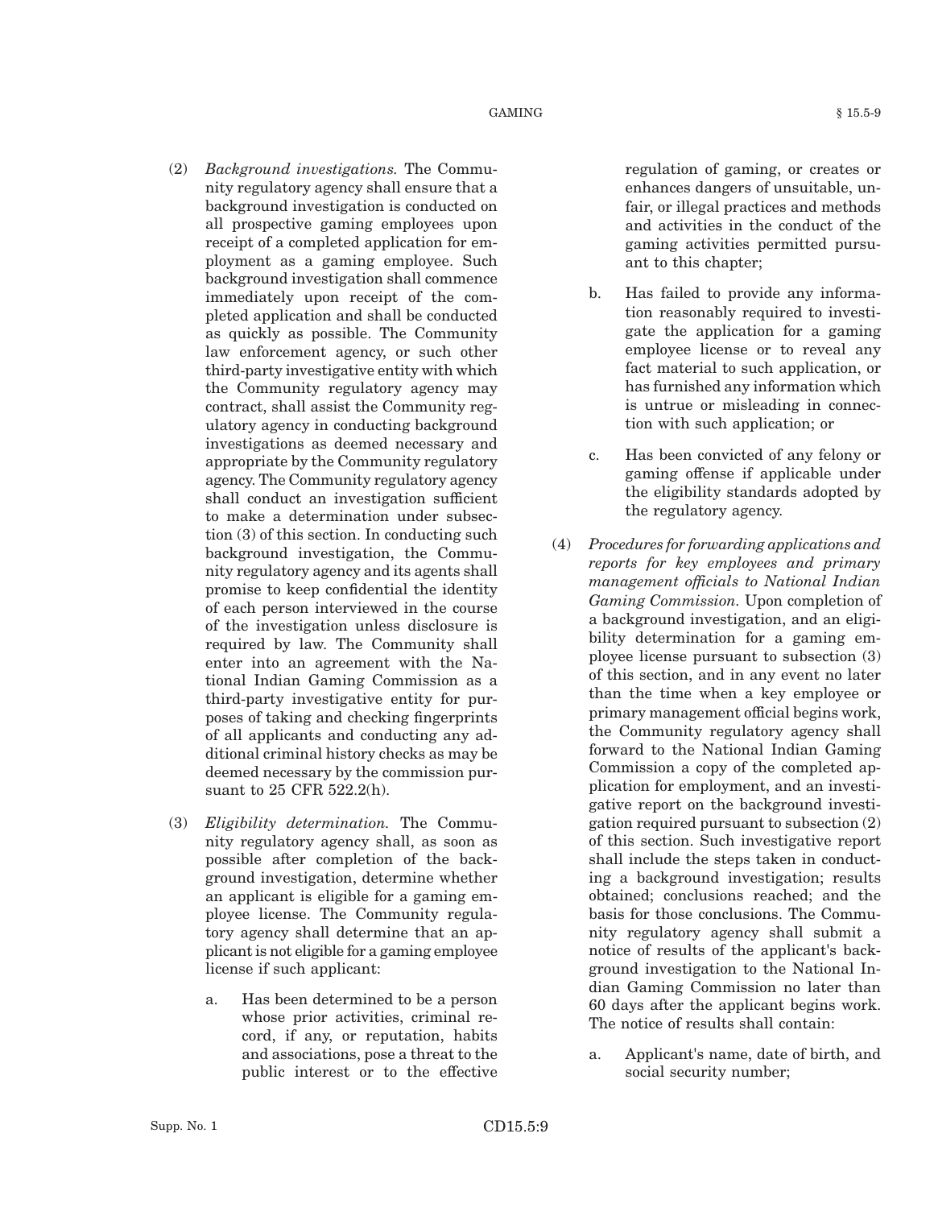(2) *Background investigations.* The Community regulatory agency shall ensure that a background investigation is conducted on all prospective gaming employees upon receipt of a completed application for employment as a gaming employee. Such background investigation shall commence immediately upon receipt of the completed application and shall be conducted as quickly as possible. The Community law enforcement agency, or such other third-party investigative entity with which the Community regulatory agency may contract, shall assist the Community regulatory agency in conducting background investigations as deemed necessary and appropriate by the Community regulatory agency. The Community regulatory agency shall conduct an investigation sufficient to make a determination under subsection (3) of this section. In conducting such background investigation, the Community regulatory agency and its agents shall promise to keep confidential the identity of each person interviewed in the course of the investigation unless disclosure is required by law. The Community shall enter into an agreement with the National Indian Gaming Commission as a third-party investigative entity for purposes of taking and checking fingerprints of all applicants and conducting any additional criminal history checks as may be deemed necessary by the commission pursuant to 25 CFR 522.2(h).

(3) *Eligibility determination.* The Community regulatory agency shall, as soon as possible after completion of the background investigation, determine whether an applicant is eligible for a gaming employee license. The Community regulatory agency shall determine that an applicant is not eligible for a gaming employee license if such applicant:

   a. Has been determined to be a person whose prior activities, criminal record, if any, or reputation, habits and associations, pose a threat to the public interest or to the effective regulation of gaming, or creates or enhances dangers of unsuitable, unfair, or illegal practices and methods and activities in the conduct of the gaming activities permitted pursuant to this chapter;

   b. Has failed to provide any information reasonably required to investigate the application for a gaming employee license or to reveal any fact material to such application, or has furnished any information which is untrue or misleading in connection with such application; or

   c. Has been convicted of any felony or gaming offense if applicable under the eligibility standards adopted by the regulatory agency.

(4) *Procedures for forwarding applications and reports for key employees and primary management officials to National Indian Gaming Commission.* Upon completion of a background investigation, and an eligibility determination for a gaming employee license pursuant to subsection (3) of this section, and in any event no later than the time when a key employee or primary management official begins work, the Community regulatory agency shall forward to the National Indian Gaming Commission a copy of the completed application for employment, and an investigative report on the background investigation required pursuant to subsection (2) of this section. Such investigative report shall include the steps taken in conducting a background investigation; results obtained; conclusions reached; and the basis for those conclusions. The Community regulatory agency shall submit a notice of results of the applicant's background investigation to the National Indian Gaming Commission no later than 60 days after the applicant begins work. The notice of results shall contain:

   a. Applicant's name, date of birth, and social security number;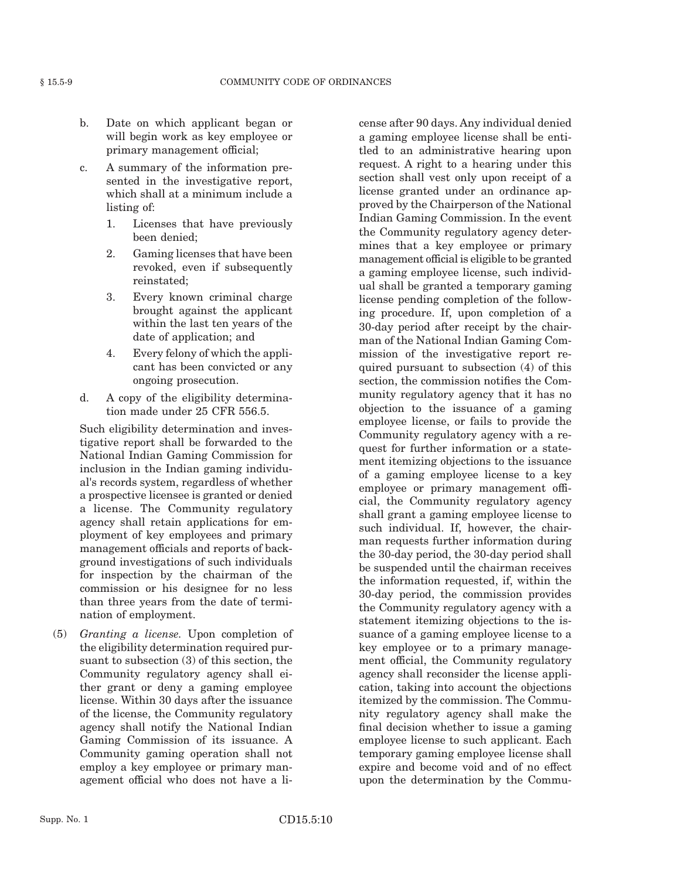b. Date on which applicant began or will begin work as key employee or primary management official;

c. A summary of the information presented in the investigative report, which shall at a minimum include a listing of:

   1. Licenses that have previously been denied;

   2. Gaming licenses that have been revoked, even if subsequently reinstated;

   3. Every known criminal charge brought against the applicant within the last ten years of the date of application; and

   4. Every felony of which the applicant has been convicted or any ongoing prosecution.

d. A copy of the eligibility determination made under 25 CFR 556.5.

Such eligibility determination and investigative report shall be forwarded to the National Indian Gaming Commission for inclusion in the Indian gaming individual's records system, regardless of whether a prospective licensee is granted or denied a license. The Community regulatory agency shall retain applications for employment of key employees and primary management officials and reports of background investigations of such individuals for inspection by the chairman of the commission or his designee for no less than three years from the date of termination of employment.

(5) *Granting a license.* Upon completion of the eligibility determination required pursuant to subsection (3) of this section, the Community regulatory agency shall either grant or deny a gaming employee license. Within 30 days after the issuance of the license, the Community regulatory agency shall notify the National Indian Gaming Commission of its issuance. A Community gaming operation shall not employ a key employee or primary management official who does not have a license after 90 days. Any individual denied a gaming employee license shall be entitled to an administrative hearing upon request. A right to a hearing under this section shall vest only upon receipt of a license granted under an ordinance approved by the Chairperson of the National Indian Gaming Commission. In the event the Community regulatory agency determines that a key employee or primary management official is eligible to be granted a gaming employee license, such individual shall be granted a temporary gaming license pending completion of the following procedure. If, upon completion of a 30-day period after receipt by the chairman of the National Indian Gaming Commission of the investigative report required pursuant to subsection (4) of this section, the commission notifies the Community regulatory agency that it has no objection to the issuance of a gaming employee license, or fails to provide the Community regulatory agency with a request for further information or a statement itemizing objections to the issuance of a gaming employee license to a key employee or primary management official, the Community regulatory agency shall grant a gaming employee license to such individual. If, however, the chairman requests further information during the 30-day period, the 30-day period shall be suspended until the chairman receives the information requested, if, within the 30-day period, the commission provides the Community regulatory agency with a statement itemizing objections to the issuance of a gaming employee license to a key employee or to a primary management official, the Community regulatory agency shall reconsider the license application, taking into account the objections itemized by the commission. The Community regulatory agency shall make the final decision whether to issue a gaming employee license to such applicant. Each temporary gaming employee license shall expire and become void and of no effect upon the determination by the Commu-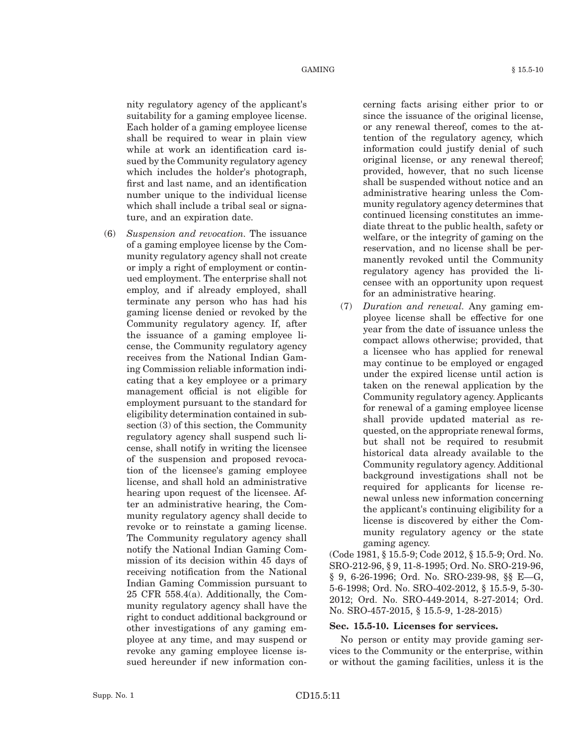nity regulatory agency of the applicant's suitability for a gaming employee license. Each holder of a gaming employee license shall be required to wear in plain view while at work an identification card issued by the Community regulatory agency which includes the holder's photograph, first and last name, and an identification number unique to the individual license which shall include a tribal seal or signature, and an expiration date.

(6) *Suspension and revocation.* The issuance of a gaming employee license by the Community regulatory agency shall not create or imply a right of employment or continued employment. The enterprise shall not employ, and if already employed, shall terminate any person who has had his gaming license denied or revoked by the Community regulatory agency. If, after the issuance of a gaming employee license, the Community regulatory agency receives from the National Indian Gaming Commission reliable information indicating that a key employee or a primary management official is not eligible for employment pursuant to the standard for eligibility determination contained in subsection (3) of this section, the Community regulatory agency shall suspend such license, shall notify in writing the licensee of the suspension and proposed revocation of the licensee's gaming employee license, and shall hold an administrative hearing upon request of the licensee. After an administrative hearing, the Community regulatory agency shall decide to revoke or to reinstate a gaming license. The Community regulatory agency shall notify the National Indian Gaming Commission of its decision within 45 days of receiving notification from the National Indian Gaming Commission pursuant to 25 CFR 558.4(a). Additionally, the Community regulatory agency shall have the right to conduct additional background or other investigations of any gaming employee at any time, and may suspend or revoke any gaming employee license issued hereunder if new information concerning facts arising either prior to or since the issuance of the original license, or any renewal thereof, comes to the attention of the regulatory agency, which information could justify denial of such original license, or any renewal thereof; provided, however, that no such license shall be suspended without notice and an administrative hearing unless the Community regulatory agency determines that continued licensing constitutes an immediate threat to the public health, safety or welfare, or the integrity of gaming on the reservation, and no license shall be permanently revoked until the Community regulatory agency has provided the licensee with an opportunity upon request for an administrative hearing.

(7) *Duration and renewal.* Any gaming employee license shall be effective for one year from the date of issuance unless the compact allows otherwise; provided, that a licensee who has applied for renewal may continue to be employed or engaged under the expired license until action is taken on the renewal application by the Community regulatory agency. Applicants for renewal of a gaming employee license shall provide updated material as requested, on the appropriate renewal forms, but shall not be required to resubmit historical data already available to the Community regulatory agency. Additional background investigations shall not be required for applicants for license renewal unless new information concerning the applicant's continuing eligibility for a license is discovered by either the Community regulatory agency or the state gaming agency.

(Code 1981, § 15.5-9; Code 2012, § 15.5-9; Ord. No. SRO-212-96, § 9, 11-8-1995; Ord. No. SRO-219-96, § 9, 6-26-1996; Ord. No. SRO-239-98, §§ E—G, 5-6-1998; Ord. No. SRO-402-2012, § 15.5-9, 5-30-2012; Ord. No. SRO-449-2014, 8-27-2014; Ord. No. SRO-457-2015, § 15.5-9, 1-28-2015)

### Sec. 15.5-10. Licenses for services.

No person or entity may provide gaming services to the Community or the enterprise, within or without the gaming facilities, unless it is the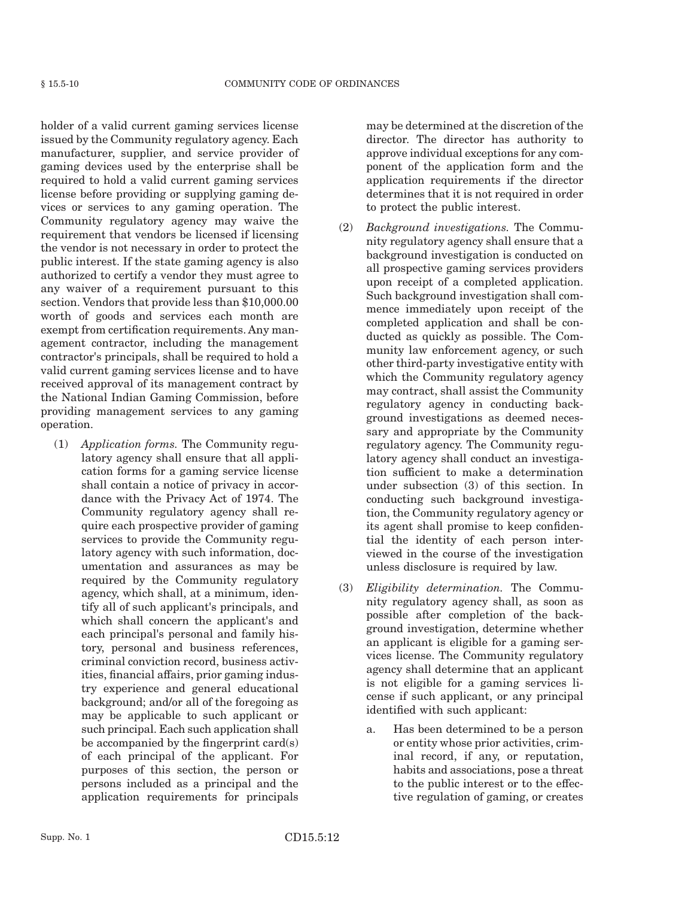holder of a valid current gaming services license issued by the Community regulatory agency. Each manufacturer, supplier, and service provider of gaming devices used by the enterprise shall be required to hold a valid current gaming services license before providing or supplying gaming devices or services to any gaming operation. The Community regulatory agency may waive the requirement that vendors be licensed if licensing the vendor is not necessary in order to protect the public interest. If the state gaming agency is also authorized to certify a vendor they must agree to any waiver of a requirement pursuant to this section. Vendors that provide less than $10,000.00 worth of goods and services each month are exempt from certification requirements. Any management contractor, including the management contractor's principals, shall be required to hold a valid current gaming services license and to have received approval of its management contract by the National Indian Gaming Commission, before providing management services to any gaming operation.

(1) *Application forms.* The Community regulatory agency shall ensure that all application forms for a gaming service license shall contain a notice of privacy in accordance with the Privacy Act of 1974. The Community regulatory agency shall require each prospective provider of gaming services to provide the Community regulatory agency with such information, documentation and assurances as may be required by the Community regulatory agency, which shall, at a minimum, identify all of such applicant's principals, and which shall concern the applicant's and each principal's personal and family history, personal and business references, criminal conviction record, business activities, financial affairs, prior gaming industry experience and general educational background; and/or all of the foregoing as may be applicable to such applicant or such principal. Each such application shall be accompanied by the fingerprint card(s) of each principal of the applicant. For purposes of this section, the person or persons included as a principal and the application requirements for principals may be determined at the discretion of the director. The director has authority to approve individual exceptions for any component of the application form and the application requirements if the director determines that it is not required in order to protect the public interest.

(2) *Background investigations.* The Community regulatory agency shall ensure that a background investigation is conducted on all prospective gaming services providers upon receipt of a completed application. Such background investigation shall commence immediately upon receipt of the completed application and shall be conducted as quickly as possible. The Community law enforcement agency, or such other third-party investigative entity with which the Community regulatory agency may contract, shall assist the Community regulatory agency in conducting background investigations as deemed necessary and appropriate by the Community regulatory agency. The Community regulatory agency shall conduct an investigation sufficient to make a determination under subsection (3) of this section. In conducting such background investigation, the Community regulatory agency or its agent shall promise to keep confidential the identity of each person interviewed in the course of the investigation unless disclosure is required by law.

(3) *Eligibility determination.* The Community regulatory agency shall, as soon as possible after completion of the background investigation, determine whether an applicant is eligible for a gaming services license. The Community regulatory agency shall determine that an applicant is not eligible for a gaming services license if such applicant, or any principal identified with such applicant:

a. Has been determined to be a person or entity whose prior activities, criminal record, if any, or reputation, habits and associations, pose a threat to the public interest or to the effective regulation of gaming, or creates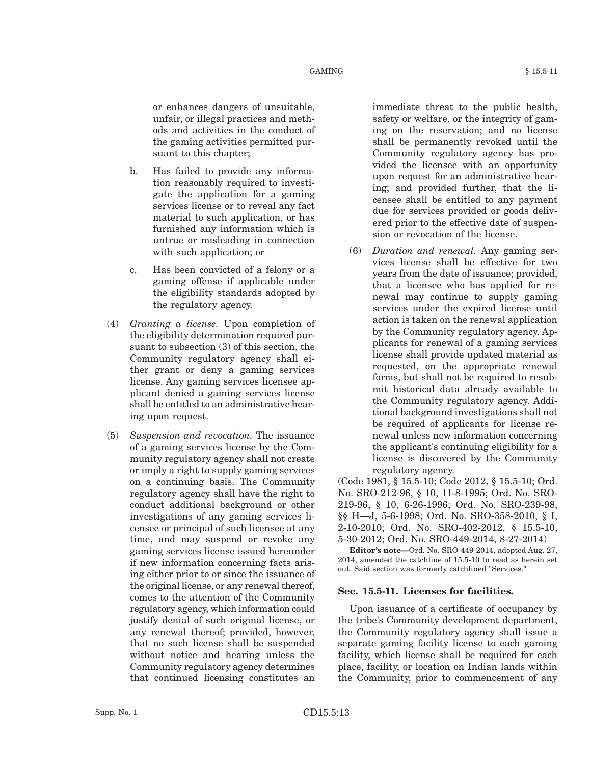or enhances dangers of unsuitable, unfair, or illegal practices and methods and activities in the conduct of the gaming activities permitted pursuant to this chapter;

b. Has failed to provide any information reasonably required to investigate the application for a gaming services license or to reveal any fact material to such application, or has furnished any information which is untrue or misleading in connection with such application; or

c. Has been convicted of a felony or a gaming offense if applicable under the eligibility standards adopted by the regulatory agency.

(4) *Granting a license.* Upon completion of the eligibility determination required pursuant to subsection (3) of this section, the Community regulatory agency shall either grant or deny a gaming services license. Any gaming services licensee applicant denied a gaming services license shall be entitled to an administrative hearing upon request.

(5) *Suspension and revocation.* The issuance of a gaming services license by the Community regulatory agency shall not create or imply a right to supply gaming services on a continuing basis. The Community regulatory agency shall have the right to conduct additional background or other investigations of any gaming services licensee or principal of such licensee at any time, and may suspend or revoke any gaming services license issued hereunder if new information concerning facts arising either prior to or since the issuance of the original license, or any renewal thereof, comes to the attention of the Community regulatory agency, which information could justify denial of such original license, or any renewal thereof; provided, however, that no such license shall be suspended without notice and hearing unless the Community regulatory agency determines that continued licensing constitutes an immediate threat to the public health, safety or welfare, or the integrity of gaming on the reservation; and no license shall be permanently revoked until the Community regulatory agency has provided the licensee with an opportunity upon request for an administrative hearing; and provided further, that the licensee shall be entitled to any payment due for services provided or goods delivered prior to the effective date of suspension or revocation of the license.

(6) *Duration and renewal.* Any gaming services license shall be effective for two years from the date of issuance; provided, that a licensee who has applied for renewal may continue to supply gaming services under the expired license until action is taken on the renewal application by the Community regulatory agency. Applicants for renewal of a gaming services license shall provide updated material as requested, on the appropriate renewal forms, but shall not be required to resubmit historical data already available to the Community regulatory agency. Additional background investigations shall not be required of applicants for license renewal unless new information concerning the applicant's continuing eligibility for a license is discovered by the Community regulatory agency.

(Code 1981, § 15.5-10; Code 2012, § 15.5-10; Ord. No. SRO-212-96, § 10, 11-8-1995; Ord. No. SRO-219-96, § 10, 6-26-1996; Ord. No. SRO-239-98, §§ H—J, 5-6-1998; Ord. No. SRO-358-2010, § I, 2-10-2010; Ord. No. SRO-402-2012, § 15.5-10, 5-30-2012; Ord. No. SRO-449-2014, 8-27-2014)

**Editor's note—**Ord. No. SRO-449-2014, adopted Aug. 27, 2014, amended the catchline of 15.5-10 to read as herein set out. Said section was formerly catchlined "Services."

### Sec. 15.5-11. Licenses for facilities.

Upon issuance of a certificate of occupancy by the tribe's Community development department, the Community regulatory agency shall issue a separate gaming facility license to each gaming facility, which license shall be required for each place, facility, or location on Indian lands within the Community, prior to commencement of any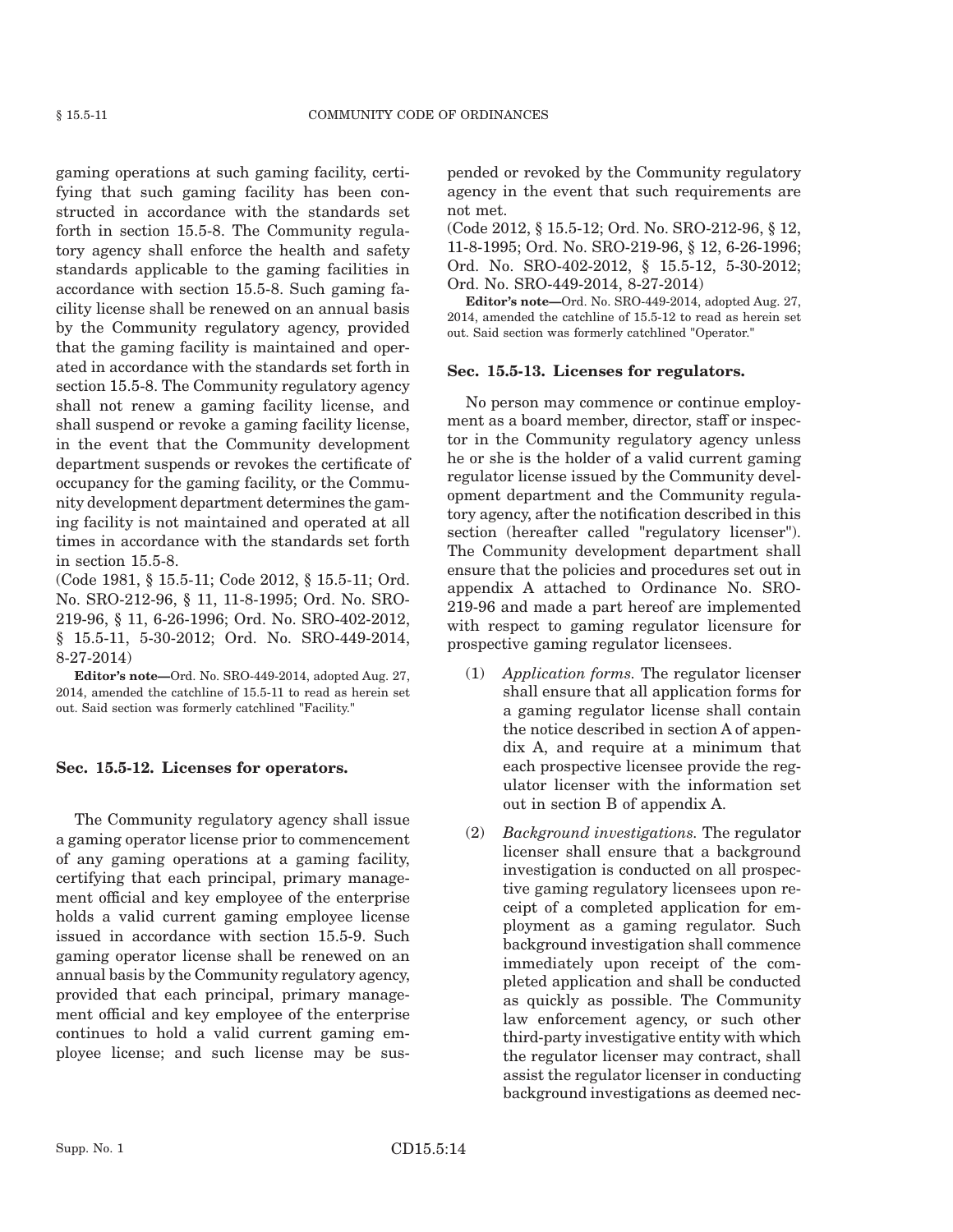gaming operations at such gaming facility, certifying that such gaming facility has been constructed in accordance with the standards set forth in section 15.5-8. The Community regulatory agency shall enforce the health and safety standards applicable to the gaming facilities in accordance with section 15.5-8. Such gaming facility license shall be renewed on an annual basis by the Community regulatory agency, provided that the gaming facility is maintained and operated in accordance with the standards set forth in section 15.5-8. The Community regulatory agency shall not renew a gaming facility license, and shall suspend or revoke a gaming facility license, in the event that the Community development department suspends or revokes the certificate of occupancy for the gaming facility, or the Community development department determines the gaming facility is not maintained and operated at all times in accordance with the standards set forth in section 15.5-8.

(Code 1981, § 15.5-11; Code 2012, § 15.5-11; Ord. No. SRO-212-96, § 11, 11-8-1995; Ord. No. SRO-219-96, § 11, 6-26-1996; Ord. No. SRO-402-2012, § 15.5-11, 5-30-2012; Ord. No. SRO-449-2014, 8-27-2014)

**Editor's note—**Ord. No. SRO-449-2014, adopted Aug. 27, 2014, amended the catchline of 15.5-11 to read as herein set out. Said section was formerly catchlined "Facility."

### Sec. 15.5-12. Licenses for operators.

The Community regulatory agency shall issue a gaming operator license prior to commencement of any gaming operations at a gaming facility, certifying that each principal, primary management official and key employee of the enterprise holds a valid current gaming employee license issued in accordance with section 15.5-9. Such gaming operator license shall be renewed on an annual basis by the Community regulatory agency, provided that each principal, primary management official and key employee of the enterprise continues to hold a valid current gaming employee license; and such license may be suspended or revoked by the Community regulatory agency in the event that such requirements are not met.

(Code 2012, § 15.5-12; Ord. No. SRO-212-96, § 12, 11-8-1995; Ord. No. SRO-219-96, § 12, 6-26-1996; Ord. No. SRO-402-2012, § 15.5-12, 5-30-2012; Ord. No. SRO-449-2014, 8-27-2014)

**Editor's note—**Ord. No. SRO-449-2014, adopted Aug. 27, 2014, amended the catchline of 15.5-12 to read as herein set out. Said section was formerly catchlined "Operator."

### Sec. 15.5-13. Licenses for regulators.

No person may commence or continue employment as a board member, director, staff or inspector in the Community regulatory agency unless he or she is the holder of a valid current gaming regulator license issued by the Community development department and the Community regulatory agency, after the notification described in this section (hereafter called "regulatory licenser"). The Community development department shall ensure that the policies and procedures set out in appendix A attached to Ordinance No. SRO-219-96 and made a part hereof are implemented with respect to gaming regulator licensure for prospective gaming regulator licensees.

(1) *Application forms.* The regulator licenser shall ensure that all application forms for a gaming regulator license shall contain the notice described in section A of appendix A, and require at a minimum that each prospective licensee provide the regulator licenser with the information set out in section B of appendix A.

(2) *Background investigations.* The regulator licenser shall ensure that a background investigation is conducted on all prospective gaming regulatory licensees upon receipt of a completed application for employment as a gaming regulator. Such background investigation shall commence immediately upon receipt of the completed application and shall be conducted as quickly as possible. The Community law enforcement agency, or such other third-party investigative entity with which the regulator licenser may contract, shall assist the regulator licenser in conducting background investigations as deemed nec-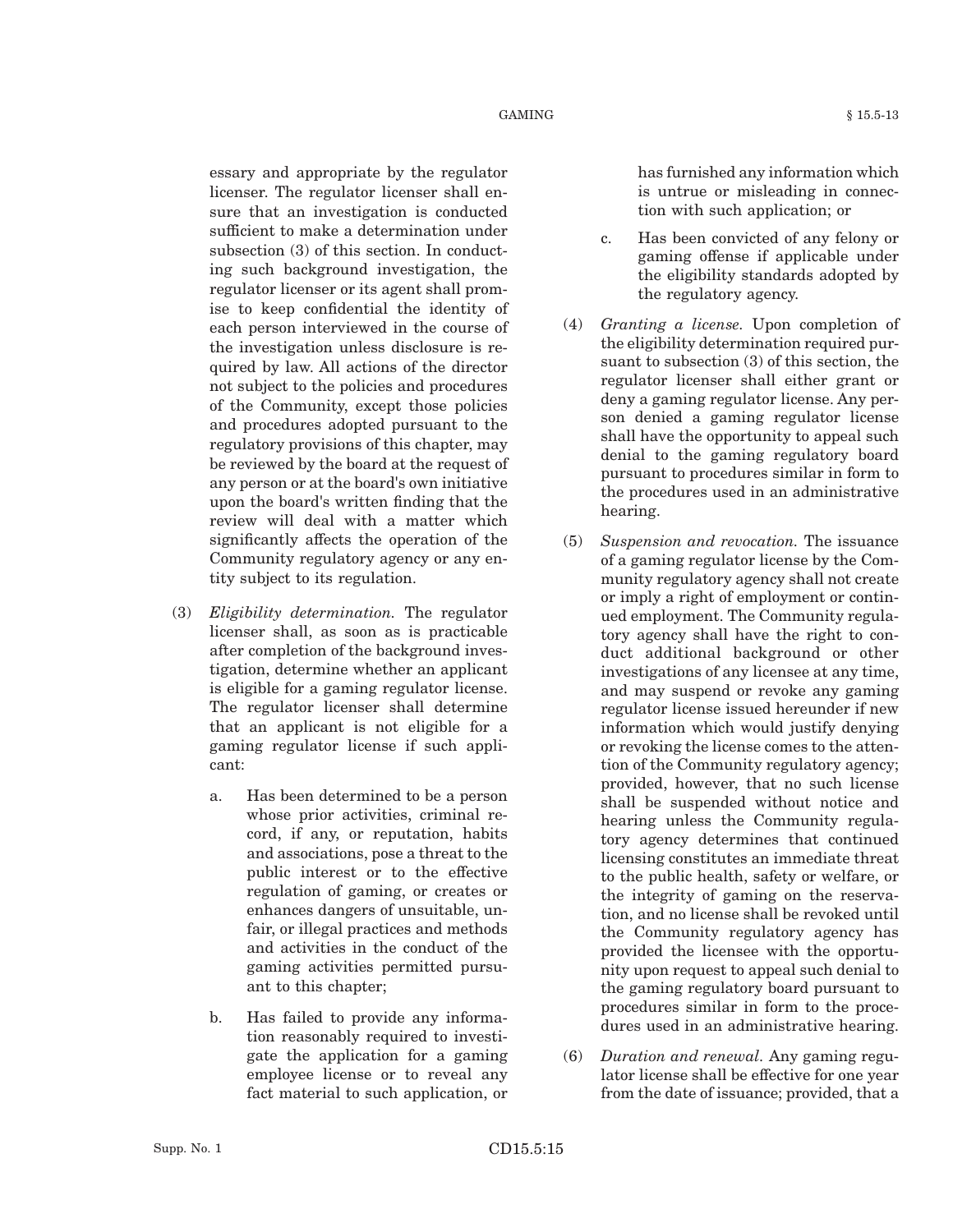essary and appropriate by the regulator licenser. The regulator licenser shall ensure that an investigation is conducted sufficient to make a determination under subsection (3) of this section. In conducting such background investigation, the regulator licenser or its agent shall promise to keep confidential the identity of each person interviewed in the course of the investigation unless disclosure is required by law. All actions of the director not subject to the policies and procedures of the Community, except those policies and procedures adopted pursuant to the regulatory provisions of this chapter, may be reviewed by the board at the request of any person or at the board's own initiative upon the board's written finding that the review will deal with a matter which significantly affects the operation of the Community regulatory agency or any entity subject to its regulation.

(3) *Eligibility determination.* The regulator licenser shall, as soon as is practicable after completion of the background investigation, determine whether an applicant is eligible for a gaming regulator license. The regulator licenser shall determine that an applicant is not eligible for a gaming regulator license if such applicant:

   a. Has been determined to be a person whose prior activities, criminal record, if any, or reputation, habits and associations, pose a threat to the public interest or to the effective regulation of gaming, or creates or enhances dangers of unsuitable, unfair, or illegal practices and methods and activities in the conduct of the gaming activities permitted pursuant to this chapter;

   b. Has failed to provide any information reasonably required to investigate the application for a gaming employee license or to reveal any fact material to such application, or has furnished any information which is untrue or misleading in connection with such application; or

   c. Has been convicted of any felony or gaming offense if applicable under the eligibility standards adopted by the regulatory agency.

(4) *Granting a license.* Upon completion of the eligibility determination required pursuant to subsection (3) of this section, the regulator licenser shall either grant or deny a gaming regulator license. Any person denied a gaming regulator license shall have the opportunity to appeal such denial to the gaming regulatory board pursuant to procedures similar in form to the procedures used in an administrative hearing.

(5) *Suspension and revocation.* The issuance of a gaming regulator license by the Community regulatory agency shall not create or imply a right of employment or continued employment. The Community regulatory agency shall have the right to conduct additional background or other investigations of any licensee at any time, and may suspend or revoke any gaming regulator license issued hereunder if new information which would justify denying or revoking the license comes to the attention of the Community regulatory agency; provided, however, that no such license shall be suspended without notice and hearing unless the Community regulatory agency determines that continued licensing constitutes an immediate threat to the public health, safety or welfare, or the integrity of gaming on the reservation, and no license shall be revoked until the Community regulatory agency has provided the licensee with the opportunity upon request to appeal such denial to the gaming regulatory board pursuant to procedures similar in form to the procedures used in an administrative hearing.

(6) *Duration and renewal.* Any gaming regulator license shall be effective for one year from the date of issuance; provided, that a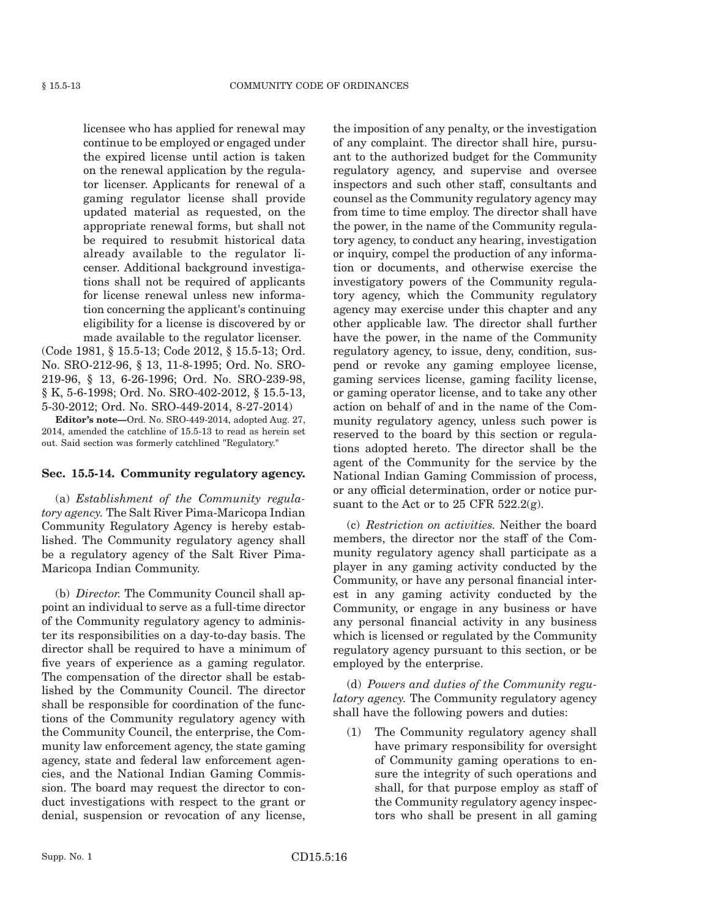licensee who has applied for renewal may continue to be employed or engaged under the expired license until action is taken on the renewal application by the regulator licenser. Applicants for renewal of a gaming regulator license shall provide updated material as requested, on the appropriate renewal forms, but shall not be required to resubmit historical data already available to the regulator licenser. Additional background investigations shall not be required of applicants for license renewal unless new information concerning the applicant's continuing eligibility for a license is discovered by or made available to the regulator licenser.

(Code 1981, § 15.5-13; Code 2012, § 15.5-13; Ord. No. SRO-212-96, § 13, 11-8-1995; Ord. No. SRO-219-96, § 13, 6-26-1996; Ord. No. SRO-239-98, § K, 5-6-1998; Ord. No. SRO-402-2012, § 15.5-13, 5-30-2012; Ord. No. SRO-449-2014, 8-27-2014)

**Editor's note—**Ord. No. SRO-449-2014, adopted Aug. 27, 2014, amended the catchline of 15.5-13 to read as herein set out. Said section was formerly catchlined "Regulatory."

### Sec. 15.5-14. Community regulatory agency.

(a) *Establishment of the Community regulatory agency.* The Salt River Pima-Maricopa Indian Community Regulatory Agency is hereby established. The Community regulatory agency shall be a regulatory agency of the Salt River Pima-Maricopa Indian Community.

(b) *Director.* The Community Council shall appoint an individual to serve as a full-time director of the Community regulatory agency to administer its responsibilities on a day-to-day basis. The director shall be required to have a minimum of five years of experience as a gaming regulator. The compensation of the director shall be established by the Community Council. The director shall be responsible for coordination of the functions of the Community regulatory agency with the Community Council, the enterprise, the Community law enforcement agency, the state gaming agency, state and federal law enforcement agencies, and the National Indian Gaming Commission. The board may request the director to conduct investigations with respect to the grant or denial, suspension or revocation of any license, the imposition of any penalty, or the investigation of any complaint. The director shall hire, pursuant to the authorized budget for the Community regulatory agency, and supervise and oversee inspectors and such other staff, consultants and counsel as the Community regulatory agency may from time to time employ. The director shall have the power, in the name of the Community regulatory agency, to conduct any hearing, investigation or inquiry, compel the production of any information or documents, and otherwise exercise the investigatory powers of the Community regulatory agency, which the Community regulatory agency may exercise under this chapter and any other applicable law. The director shall further have the power, in the name of the Community regulatory agency, to issue, deny, condition, suspend or revoke any gaming employee license, gaming services license, gaming facility license, or gaming operator license, and to take any other action on behalf of and in the name of the Community regulatory agency, unless such power is reserved to the board by this section or regulations adopted hereto. The director shall be the agent of the Community for the service by the National Indian Gaming Commission of process, or any official determination, order or notice pursuant to the Act or to 25 CFR 522.2(g).

(c) *Restriction on activities.* Neither the board members, the director nor the staff of the Community regulatory agency shall participate as a player in any gaming activity conducted by the Community, or have any personal financial interest in any gaming activity conducted by the Community, or engage in any business or have any personal financial activity in any business which is licensed or regulated by the Community regulatory agency pursuant to this section, or be employed by the enterprise.

(d) *Powers and duties of the Community regulatory agency.* The Community regulatory agency shall have the following powers and duties:

(1) The Community regulatory agency shall have primary responsibility for oversight of Community gaming operations to ensure the integrity of such operations and shall, for that purpose employ as staff of the Community regulatory agency inspectors who shall be present in all gaming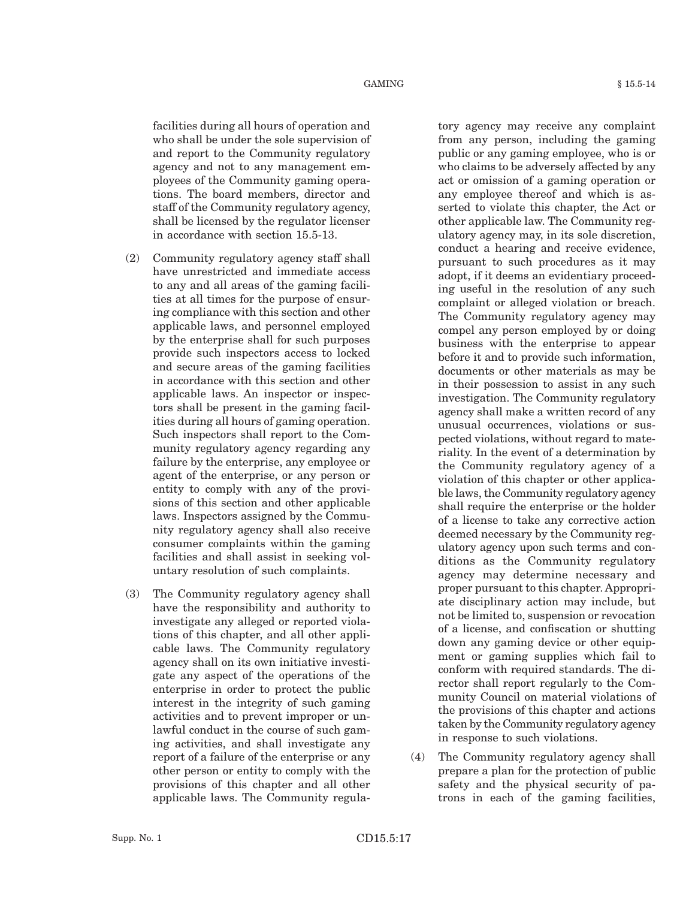facilities during all hours of operation and who shall be under the sole supervision of and report to the Community regulatory agency and not to any management employees of the Community gaming operations. The board members, director and staff of the Community regulatory agency, shall be licensed by the regulator licenser in accordance with section 15.5-13.

(2) Community regulatory agency staff shall have unrestricted and immediate access to any and all areas of the gaming facilities at all times for the purpose of ensuring compliance with this section and other applicable laws, and personnel employed by the enterprise shall for such purposes provide such inspectors access to locked and secure areas of the gaming facilities in accordance with this section and other applicable laws. An inspector or inspectors shall be present in the gaming facilities during all hours of gaming operation. Such inspectors shall report to the Community regulatory agency regarding any failure by the enterprise, any employee or agent of the enterprise, or any person or entity to comply with any of the provisions of this section and other applicable laws. Inspectors assigned by the Community regulatory agency shall also receive consumer complaints within the gaming facilities and shall assist in seeking voluntary resolution of such complaints.

(3) The Community regulatory agency shall have the responsibility and authority to investigate any alleged or reported violations of this chapter, and all other applicable laws. The Community regulatory agency shall on its own initiative investigate any aspect of the operations of the enterprise in order to protect the public interest in the integrity of such gaming activities and to prevent improper or unlawful conduct in the course of such gaming activities, and shall investigate any report of a failure of the enterprise or any other person or entity to comply with the provisions of this chapter and all other applicable laws. The Community regulatory agency may receive any complaint from any person, including the gaming public or any gaming employee, who is or who claims to be adversely affected by any act or omission of a gaming operation or any employee thereof and which is asserted to violate this chapter, the Act or other applicable law. The Community regulatory agency may, in its sole discretion, conduct a hearing and receive evidence, pursuant to such procedures as it may adopt, if it deems an evidentiary proceeding useful in the resolution of any such complaint or alleged violation or breach. The Community regulatory agency may compel any person employed by or doing business with the enterprise to appear before it and to provide such information, documents or other materials as may be in their possession to assist in any such investigation. The Community regulatory agency shall make a written record of any unusual occurrences, violations or suspected violations, without regard to materiality. In the event of a determination by the Community regulatory agency of a violation of this chapter or other applicable laws, the Community regulatory agency shall require the enterprise or the holder of a license to take any corrective action deemed necessary by the Community regulatory agency upon such terms and conditions as the Community regulatory agency may determine necessary and proper pursuant to this chapter. Appropriate disciplinary action may include, but not be limited to, suspension or revocation of a license, and confiscation or shutting down any gaming device or other equipment or gaming supplies which fail to conform with required standards. The director shall report regularly to the Community Council on material violations of the provisions of this chapter and actions taken by the Community regulatory agency in response to such violations.

(4) The Community regulatory agency shall prepare a plan for the protection of public safety and the physical security of patrons in each of the gaming facilities,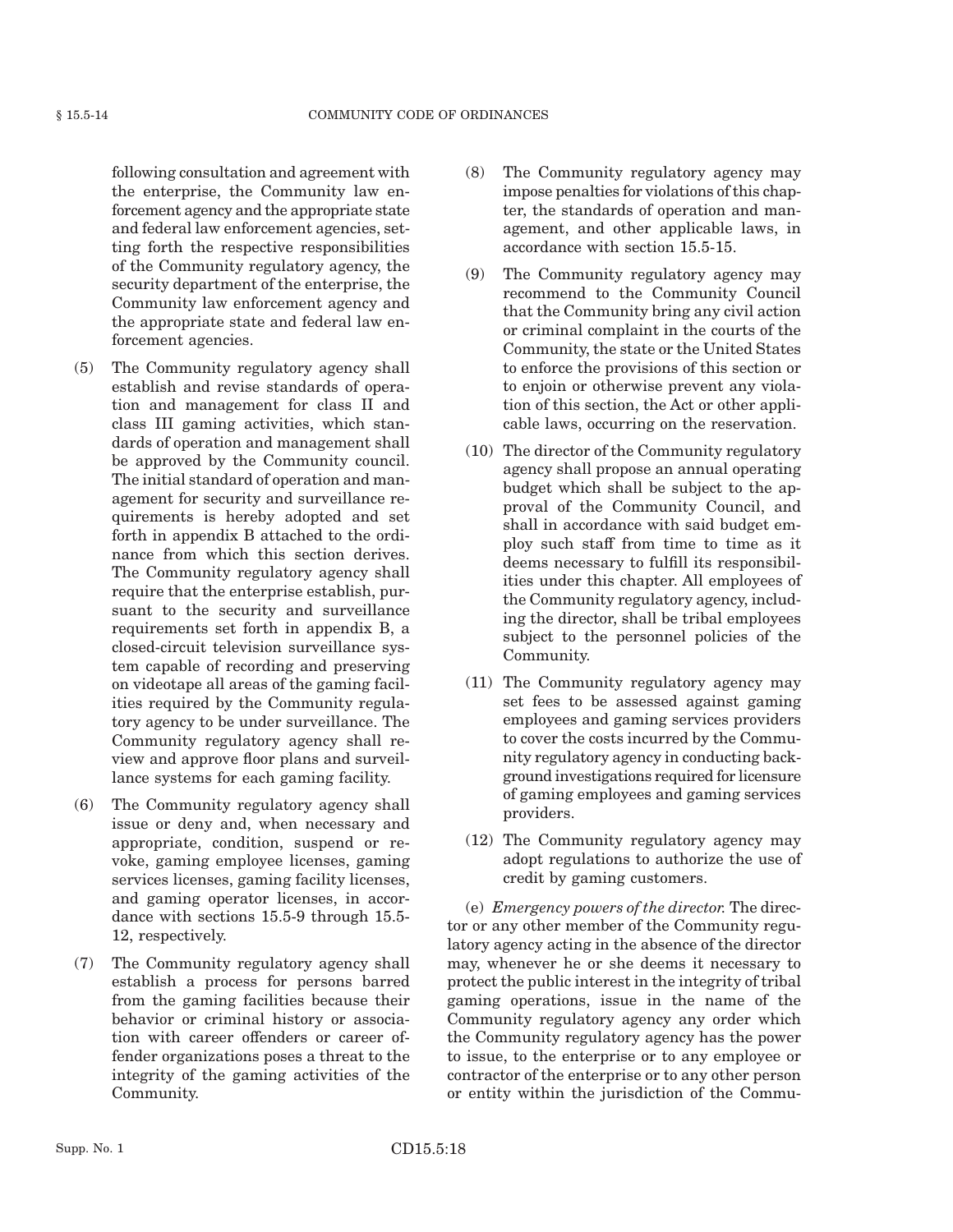following consultation and agreement with the enterprise, the Community law enforcement agency and the appropriate state and federal law enforcement agencies, setting forth the respective responsibilities of the Community regulatory agency, the security department of the enterprise, the Community law enforcement agency and the appropriate state and federal law enforcement agencies.

(5) The Community regulatory agency shall establish and revise standards of operation and management for class II and class III gaming activities, which standards of operation and management shall be approved by the Community council. The initial standard of operation and management for security and surveillance requirements is hereby adopted and set forth in appendix B attached to the ordinance from which this section derives. The Community regulatory agency shall require that the enterprise establish, pursuant to the security and surveillance requirements set forth in appendix B, a closed-circuit television surveillance system capable of recording and preserving on videotape all areas of the gaming facilities required by the Community regulatory agency to be under surveillance. The Community regulatory agency shall review and approve floor plans and surveillance systems for each gaming facility.

(6) The Community regulatory agency shall issue or deny and, when necessary and appropriate, condition, suspend or revoke, gaming employee licenses, gaming services licenses, gaming facility licenses, and gaming operator licenses, in accordance with sections 15.5-9 through 15.5-12, respectively.

(7) The Community regulatory agency shall establish a process for persons barred from the gaming facilities because their behavior or criminal history or association with career offenders or career offender organizations poses a threat to the integrity of the gaming activities of the Community.

(8) The Community regulatory agency may impose penalties for violations of this chapter, the standards of operation and management, and other applicable laws, in accordance with section 15.5-15.

(9) The Community regulatory agency may recommend to the Community Council that the Community bring any civil action or criminal complaint in the courts of the Community, the state or the United States to enforce the provisions of this section or to enjoin or otherwise prevent any violation of this section, the Act or other applicable laws, occurring on the reservation.

(10) The director of the Community regulatory agency shall propose an annual operating budget which shall be subject to the approval of the Community Council, and shall in accordance with said budget employ such staff from time to time as it deems necessary to fulfill its responsibilities under this chapter. All employees of the Community regulatory agency, including the director, shall be tribal employees subject to the personnel policies of the Community.

(11) The Community regulatory agency may set fees to be assessed against gaming employees and gaming services providers to cover the costs incurred by the Community regulatory agency in conducting background investigations required for licensure of gaming employees and gaming services providers.

(12) The Community regulatory agency may adopt regulations to authorize the use of credit by gaming customers.

(e) *Emergency powers of the director.* The director or any other member of the Community regulatory agency acting in the absence of the director may, whenever he or she deems it necessary to protect the public interest in the integrity of tribal gaming operations, issue in the name of the Community regulatory agency any order which the Community regulatory agency has the power to issue, to the enterprise or to any employee or contractor of the enterprise or to any other person or entity within the jurisdiction of the Commu-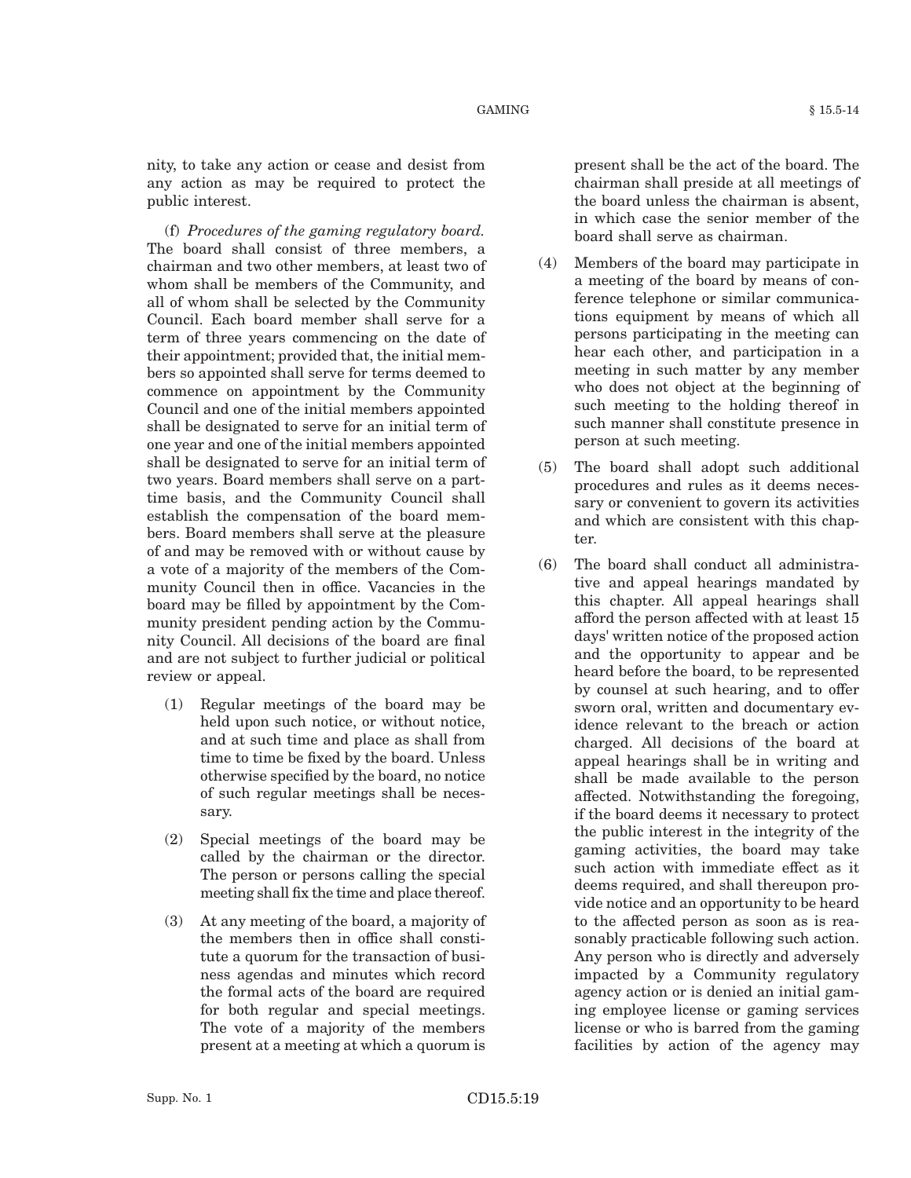nity, to take any action or cease and desist from any action as may be required to protect the public interest.

(f) *Procedures of the gaming regulatory board.* The board shall consist of three members, a chairman and two other members, at least two of whom shall be members of the Community, and all of whom shall be selected by the Community Council. Each board member shall serve for a term of three years commencing on the date of their appointment; provided that, the initial members so appointed shall serve for terms deemed to commence on appointment by the Community Council and one of the initial members appointed shall be designated to serve for an initial term of one year and one of the initial members appointed shall be designated to serve for an initial term of two years. Board members shall serve on a part-time basis, and the Community Council shall establish the compensation of the board members. Board members shall serve at the pleasure of and may be removed with or without cause by a vote of a majority of the members of the Community Council then in office. Vacancies in the board may be filled by appointment by the Community president pending action by the Community Council. All decisions of the board are final and are not subject to further judicial or political review or appeal.

(1) Regular meetings of the board may be held upon such notice, or without notice, and at such time and place as shall from time to time be fixed by the board. Unless otherwise specified by the board, no notice of such regular meetings shall be necessary.

(2) Special meetings of the board may be called by the chairman or the director. The person or persons calling the special meeting shall fix the time and place thereof.

(3) At any meeting of the board, a majority of the members then in office shall constitute a quorum for the transaction of business agendas and minutes which record the formal acts of the board are required for both regular and special meetings. The vote of a majority of the members present at a meeting at which a quorum is present shall be the act of the board. The chairman shall preside at all meetings of the board unless the chairman is absent, in which case the senior member of the board shall serve as chairman.

(4) Members of the board may participate in a meeting of the board by means of conference telephone or similar communications equipment by means of which all persons participating in the meeting can hear each other, and participation in a meeting in such matter by any member who does not object at the beginning of such meeting to the holding thereof in such manner shall constitute presence in person at such meeting.

(5) The board shall adopt such additional procedures and rules as it deems necessary or convenient to govern its activities and which are consistent with this chapter.

(6) The board shall conduct all administrative and appeal hearings mandated by this chapter. All appeal hearings shall afford the person affected with at least 15 days' written notice of the proposed action and the opportunity to appear and be heard before the board, to be represented by counsel at such hearing, and to offer sworn oral, written and documentary evidence relevant to the breach or action charged. All decisions of the board at appeal hearings shall be in writing and shall be made available to the person affected. Notwithstanding the foregoing, if the board deems it necessary to protect the public interest in the integrity of the gaming activities, the board may take such action with immediate effect as it deems required, and shall thereupon provide notice and an opportunity to be heard to the affected person as soon as is reasonably practicable following such action. Any person who is directly and adversely impacted by a Community regulatory agency action or is denied an initial gaming employee license or gaming services license or who is barred from the gaming facilities by action of the agency may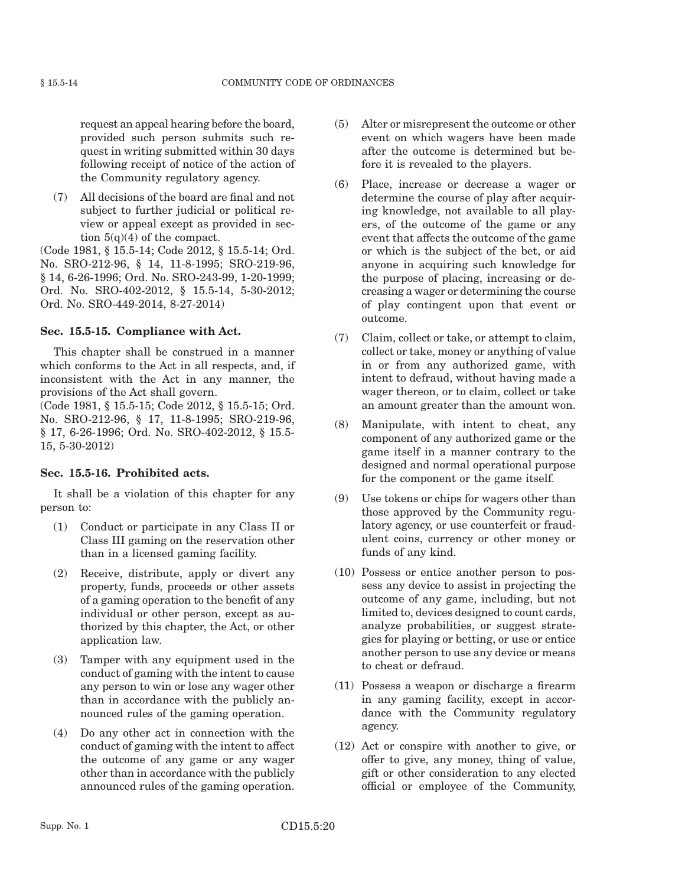request an appeal hearing before the board, provided such person submits such request in writing submitted within 30 days following receipt of notice of the action of the Community regulatory agency.

(7) All decisions of the board are final and not subject to further judicial or political review or appeal except as provided in section 5(q)(4) of the compact.

(Code 1981, § 15.5-14; Code 2012, § 15.5-14; Ord. No. SRO-212-96, § 14, 11-8-1995; SRO-219-96, § 14, 6-26-1996; Ord. No. SRO-243-99, 1-20-1999; Ord. No. SRO-402-2012, § 15.5-14, 5-30-2012; Ord. No. SRO-449-2014, 8-27-2014)

**Sec. 15.5-15. Compliance with Act.**

This chapter shall be construed in a manner which conforms to the Act in all respects, and, if inconsistent with the Act in any manner, the provisions of the Act shall govern.

(Code 1981, § 15.5-15; Code 2012, § 15.5-15; Ord. No. SRO-212-96, § 17, 11-8-1995; SRO-219-96, § 17, 6-26-1996; Ord. No. SRO-402-2012, § 15.5-15, 5-30-2012)

**Sec. 15.5-16. Prohibited acts.**

It shall be a violation of this chapter for any person to:

(1) Conduct or participate in any Class II or Class III gaming on the reservation other than in a licensed gaming facility.

(2) Receive, distribute, apply or divert any property, funds, proceeds or other assets of a gaming operation to the benefit of any individual or other person, except as authorized by this chapter, the Act, or other application law.

(3) Tamper with any equipment used in the conduct of gaming with the intent to cause any person to win or lose any wager other than in accordance with the publicly announced rules of the gaming operation.

(4) Do any other act in connection with the conduct of gaming with the intent to affect the outcome of any game or any wager other than in accordance with the publicly announced rules of the gaming operation.

(5) Alter or misrepresent the outcome or other event on which wagers have been made after the outcome is determined but before it is revealed to the players.

(6) Place, increase or decrease a wager or determine the course of play after acquiring knowledge, not available to all players, of the outcome of the game or any event that affects the outcome of the game or which is the subject of the bet, or aid anyone in acquiring such knowledge for the purpose of placing, increasing or decreasing a wager or determining the course of play contingent upon that event or outcome.

(7) Claim, collect or take, or attempt to claim, collect or take, money or anything of value in or from any authorized game, with intent to defraud, without having made a wager thereon, or to claim, collect or take an amount greater than the amount won.

(8) Manipulate, with intent to cheat, any component of any authorized game or the game itself in a manner contrary to the designed and normal operational purpose for the component or the game itself.

(9) Use tokens or chips for wagers other than those approved by the Community regulatory agency, or use counterfeit or fraudulent coins, currency or other money or funds of any kind.

(10) Possess or entice another person to possess any device to assist in projecting the outcome of any game, including, but not limited to, devices designed to count cards, analyze probabilities, or suggest strategies for playing or betting, or use or entice another person to use any device or means to cheat or defraud.

(11) Possess a weapon or discharge a firearm in any gaming facility, except in accordance with the Community regulatory agency.

(12) Act or conspire with another to give, or offer to give, any money, thing of value, gift or other consideration to any elected official or employee of the Community,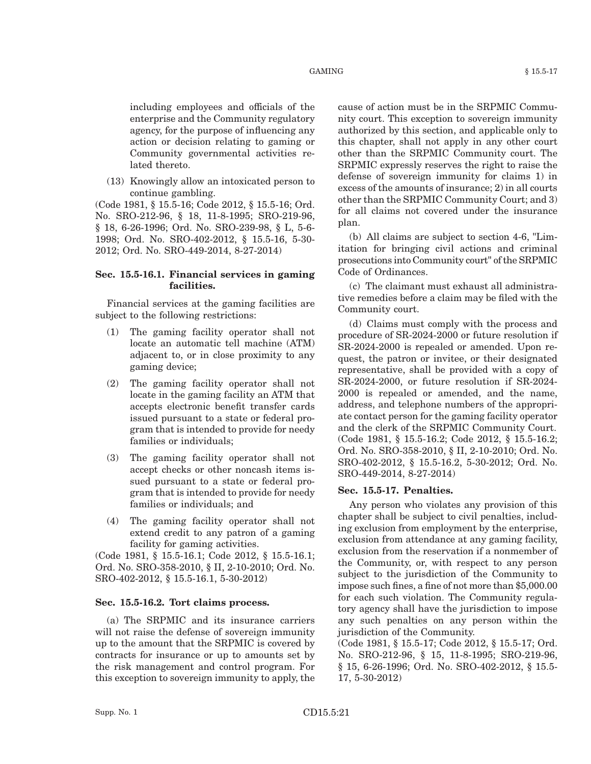including employees and officials of the enterprise and the Community regulatory agency, for the purpose of influencing any action or decision relating to gaming or Community governmental activities related thereto.

(13) Knowingly allow an intoxicated person to continue gambling.

(Code 1981, § 15.5-16; Code 2012, § 15.5-16; Ord. No. SRO-212-96, § 18, 11-8-1995; SRO-219-96, § 18, 6-26-1996; Ord. No. SRO-239-98, § L, 5-6-1998; Ord. No. SRO-402-2012, § 15.5-16, 5-30-2012; Ord. No. SRO-449-2014, 8-27-2014)

**Sec. 15.5-16.1. Financial services in gaming facilities.**

Financial services at the gaming facilities are subject to the following restrictions:

(1) The gaming facility operator shall not locate an automatic tell machine (ATM) adjacent to, or in close proximity to any gaming device;

(2) The gaming facility operator shall not locate in the gaming facility an ATM that accepts electronic benefit transfer cards issued pursuant to a state or federal program that is intended to provide for needy families or individuals;

(3) The gaming facility operator shall not accept checks or other noncash items issued pursuant to a state or federal program that is intended to provide for needy families or individuals; and

(4) The gaming facility operator shall not extend credit to any patron of a gaming facility for gaming activities.

(Code 1981, § 15.5-16.1; Code 2012, § 15.5-16.1; Ord. No. SRO-358-2010, § II, 2-10-2010; Ord. No. SRO-402-2012, § 15.5-16.1, 5-30-2012)

**Sec. 15.5-16.2. Tort claims process.**

(a) The SRPMIC and its insurance carriers will not raise the defense of sovereign immunity up to the amount that the SRPMIC is covered by contracts for insurance or up to amounts set by the risk management and control program. For this exception to sovereign immunity to apply, the cause of action must be in the SRPMIC Community court. This exception to sovereign immunity authorized by this section, and applicable only to this chapter, shall not apply in any other court other than the SRPMIC Community court. The SRPMIC expressly reserves the right to raise the defense of sovereign immunity for claims 1) in excess of the amounts of insurance; 2) in all courts other than the SRPMIC Community Court; and 3) for all claims not covered under the insurance plan.

(b) All claims are subject to section 4-6, "Limitation for bringing civil actions and criminal prosecutions into Community court" of the SRPMIC Code of Ordinances.

(c) The claimant must exhaust all administrative remedies before a claim may be filed with the Community court.

(d) Claims must comply with the process and procedure of SR-2024-2000 or future resolution if SR-2024-2000 is repealed or amended. Upon request, the patron or invitee, or their designated representative, shall be provided with a copy of SR-2024-2000, or future resolution if SR-2024-2000 is repealed or amended, and the name, address, and telephone numbers of the appropriate contact person for the gaming facility operator and the clerk of the SRPMIC Community Court.

(Code 1981, § 15.5-16.2; Code 2012, § 15.5-16.2; Ord. No. SRO-358-2010, § II, 2-10-2010; Ord. No. SRO-402-2012, § 15.5-16.2, 5-30-2012; Ord. No. SRO-449-2014, 8-27-2014)

**Sec. 15.5-17. Penalties.**

Any person who violates any provision of this chapter shall be subject to civil penalties, including exclusion from employment by the enterprise, exclusion from attendance at any gaming facility, exclusion from the reservation if a nonmember of the Community, or, with respect to any person subject to the jurisdiction of the Community to impose such fines, a fine of not more than $5,000.00 for each such violation. The Community regulatory agency shall have the jurisdiction to impose any such penalties on any person within the jurisdiction of the Community.

(Code 1981, § 15.5-17; Code 2012, § 15.5-17; Ord. No. SRO-212-96, § 15, 11-8-1995; SRO-219-96, § 15, 6-26-1996; Ord. No. SRO-402-2012, § 15.5-17, 5-30-2012)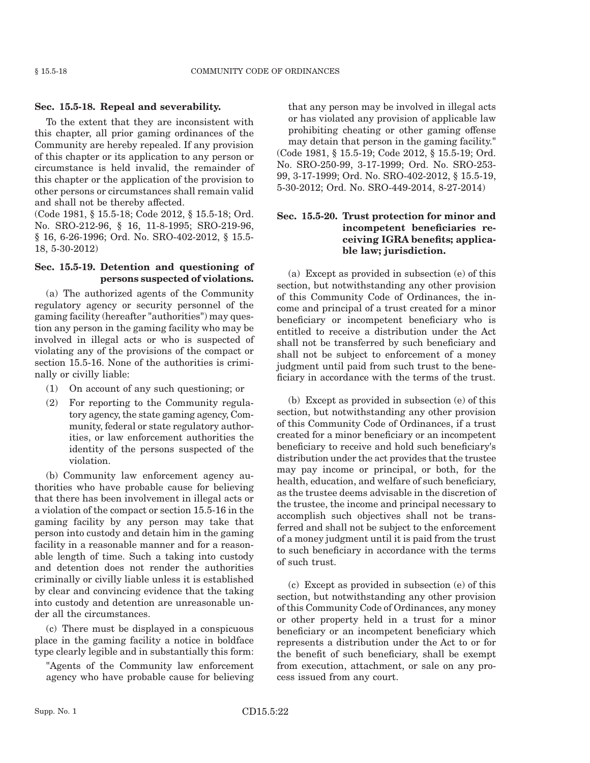### Sec. 15.5-18. Repeal and severability.

To the extent that they are inconsistent with this chapter, all prior gaming ordinances of the Community are hereby repealed. If any provision of this chapter or its application to any person or circumstance is held invalid, the remainder of this chapter or the application of the provision to other persons or circumstances shall remain valid and shall not be thereby affected.

(Code 1981, § 15.5-18; Code 2012, § 15.5-18; Ord. No. SRO-212-96, § 16, 11-8-1995; SRO-219-96, § 16, 6-26-1996; Ord. No. SRO-402-2012, § 15.5-18, 5-30-2012)

### Sec. 15.5-19. Detention and questioning of persons suspected of violations.

(a) The authorized agents of the Community regulatory agency or security personnel of the gaming facility (hereafter "authorities") may question any person in the gaming facility who may be involved in illegal acts or who is suspected of violating any of the provisions of the compact or section 15.5-16. None of the authorities is criminally or civilly liable:

(1) On account of any such questioning; or

(2) For reporting to the Community regulatory agency, the state gaming agency, Community, federal or state regulatory authorities, or law enforcement authorities the identity of the persons suspected of the violation.

(b) Community law enforcement agency authorities who have probable cause for believing that there has been involvement in illegal acts or a violation of the compact or section 15.5-16 in the gaming facility by any person may take that person into custody and detain him in the gaming facility in a reasonable manner and for a reasonable length of time. Such a taking into custody and detention does not render the authorities criminally or civilly liable unless it is established by clear and convincing evidence that the taking into custody and detention are unreasonable under all the circumstances.

(c) There must be displayed in a conspicuous place in the gaming facility a notice in boldface type clearly legible and in substantially this form:

"Agents of the Community law enforcement agency who have probable cause for believing that any person may be involved in illegal acts or has violated any provision of applicable law prohibiting cheating or other gaming offense may detain that person in the gaming facility."

(Code 1981, § 15.5-19; Code 2012, § 15.5-19; Ord. No. SRO-250-99, 3-17-1999; Ord. No. SRO-253-99, 3-17-1999; Ord. No. SRO-402-2012, § 15.5-19, 5-30-2012; Ord. No. SRO-449-2014, 8-27-2014)

### Sec. 15.5-20. Trust protection for minor and incompetent beneficiaries receiving IGRA benefits; applicable law; jurisdiction.

(a) Except as provided in subsection (e) of this section, but notwithstanding any other provision of this Community Code of Ordinances, the income and principal of a trust created for a minor beneficiary or incompetent beneficiary who is entitled to receive a distribution under the Act shall not be transferred by such beneficiary and shall not be subject to enforcement of a money judgment until paid from such trust to the beneficiary in accordance with the terms of the trust.

(b) Except as provided in subsection (e) of this section, but notwithstanding any other provision of this Community Code of Ordinances, if a trust created for a minor beneficiary or an incompetent beneficiary to receive and hold such beneficiary's distribution under the act provides that the trustee may pay income or principal, or both, for the health, education, and welfare of such beneficiary, as the trustee deems advisable in the discretion of the trustee, the income and principal necessary to accomplish such objectives shall not be transferred and shall not be subject to the enforcement of a money judgment until it is paid from the trust to such beneficiary in accordance with the terms of such trust.

(c) Except as provided in subsection (e) of this section, but notwithstanding any other provision of this Community Code of Ordinances, any money or other property held in a trust for a minor beneficiary or an incompetent beneficiary which represents a distribution under the Act to or for the benefit of such beneficiary, shall be exempt from execution, attachment, or sale on any process issued from any court.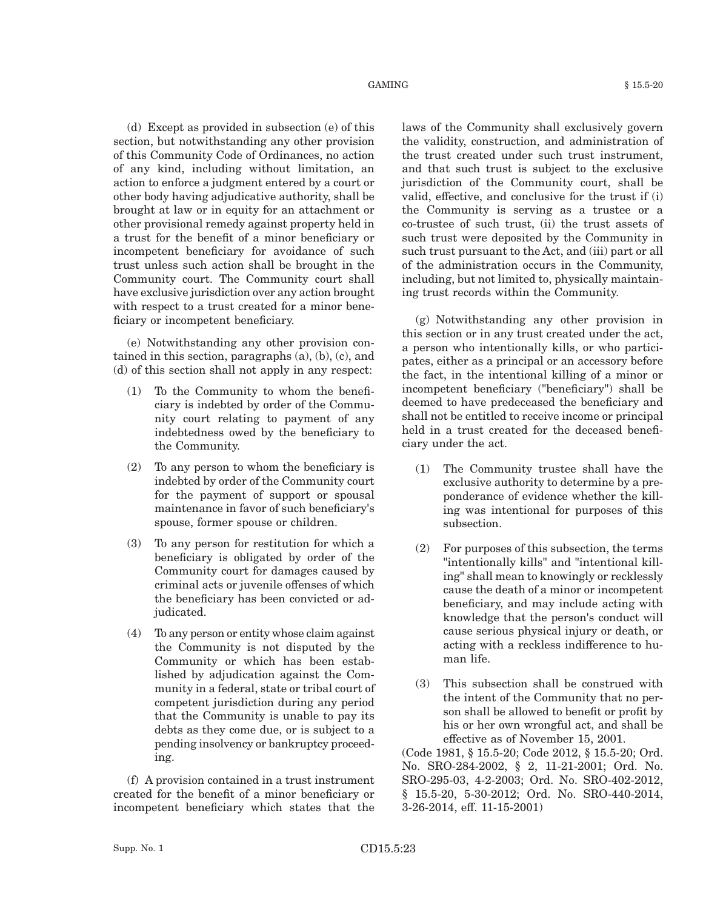(d) Except as provided in subsection (e) of this section, but notwithstanding any other provision of this Community Code of Ordinances, no action of any kind, including without limitation, an action to enforce a judgment entered by a court or other body having adjudicative authority, shall be brought at law or in equity for an attachment or other provisional remedy against property held in a trust for the benefit of a minor beneficiary or incompetent beneficiary for avoidance of such trust unless such action shall be brought in the Community court. The Community court shall have exclusive jurisdiction over any action brought with respect to a trust created for a minor beneficiary or incompetent beneficiary.

(e) Notwithstanding any other provision contained in this section, paragraphs (a), (b), (c), and (d) of this section shall not apply in any respect:

(1) To the Community to whom the beneficiary is indebted by order of the Community court relating to payment of any indebtedness owed by the beneficiary to the Community.

(2) To any person to whom the beneficiary is indebted by order of the Community court for the payment of support or spousal maintenance in favor of such beneficiary's spouse, former spouse or children.

(3) To any person for restitution for which a beneficiary is obligated by order of the Community court for damages caused by criminal acts or juvenile offenses of which the beneficiary has been convicted or adjudicated.

(4) To any person or entity whose claim against the Community is not disputed by the Community or which has been established by adjudication against the Community in a federal, state or tribal court of competent jurisdiction during any period that the Community is unable to pay its debts as they come due, or is subject to a pending insolvency or bankruptcy proceeding.

(f) A provision contained in a trust instrument created for the benefit of a minor beneficiary or incompetent beneficiary which states that the laws of the Community shall exclusively govern the validity, construction, and administration of the trust created under such trust instrument, and that such trust is subject to the exclusive jurisdiction of the Community court, shall be valid, effective, and conclusive for the trust if (i) the Community is serving as a trustee or a co-trustee of such trust, (ii) the trust assets of such trust were deposited by the Community in such trust pursuant to the Act, and (iii) part or all of the administration occurs in the Community, including, but not limited to, physically maintaining trust records within the Community.

(g) Notwithstanding any other provision in this section or in any trust created under the act, a person who intentionally kills, or who participates, either as a principal or an accessory before the fact, in the intentional killing of a minor or incompetent beneficiary ("beneficiary") shall be deemed to have predeceased the beneficiary and shall not be entitled to receive income or principal held in a trust created for the deceased beneficiary under the act.

(1) The Community trustee shall have the exclusive authority to determine by a preponderance of evidence whether the killing was intentional for purposes of this subsection.

(2) For purposes of this subsection, the terms "intentionally kills" and "intentional killing" shall mean to knowingly or recklessly cause the death of a minor or incompetent beneficiary, and may include acting with knowledge that the person's conduct will cause serious physical injury or death, or acting with a reckless indifference to human life.

(3) This subsection shall be construed with the intent of the Community that no person shall be allowed to benefit or profit by his or her own wrongful act, and shall be effective as of November 15, 2001.

(Code 1981, § 15.5-20; Code 2012, § 15.5-20; Ord. No. SRO-284-2002, § 2, 11-21-2001; Ord. No. SRO-295-03, 4-2-2003; Ord. No. SRO-402-2012, § 15.5-20, 5-30-2012; Ord. No. SRO-440-2014, 3-26-2014, eff. 11-15-2001)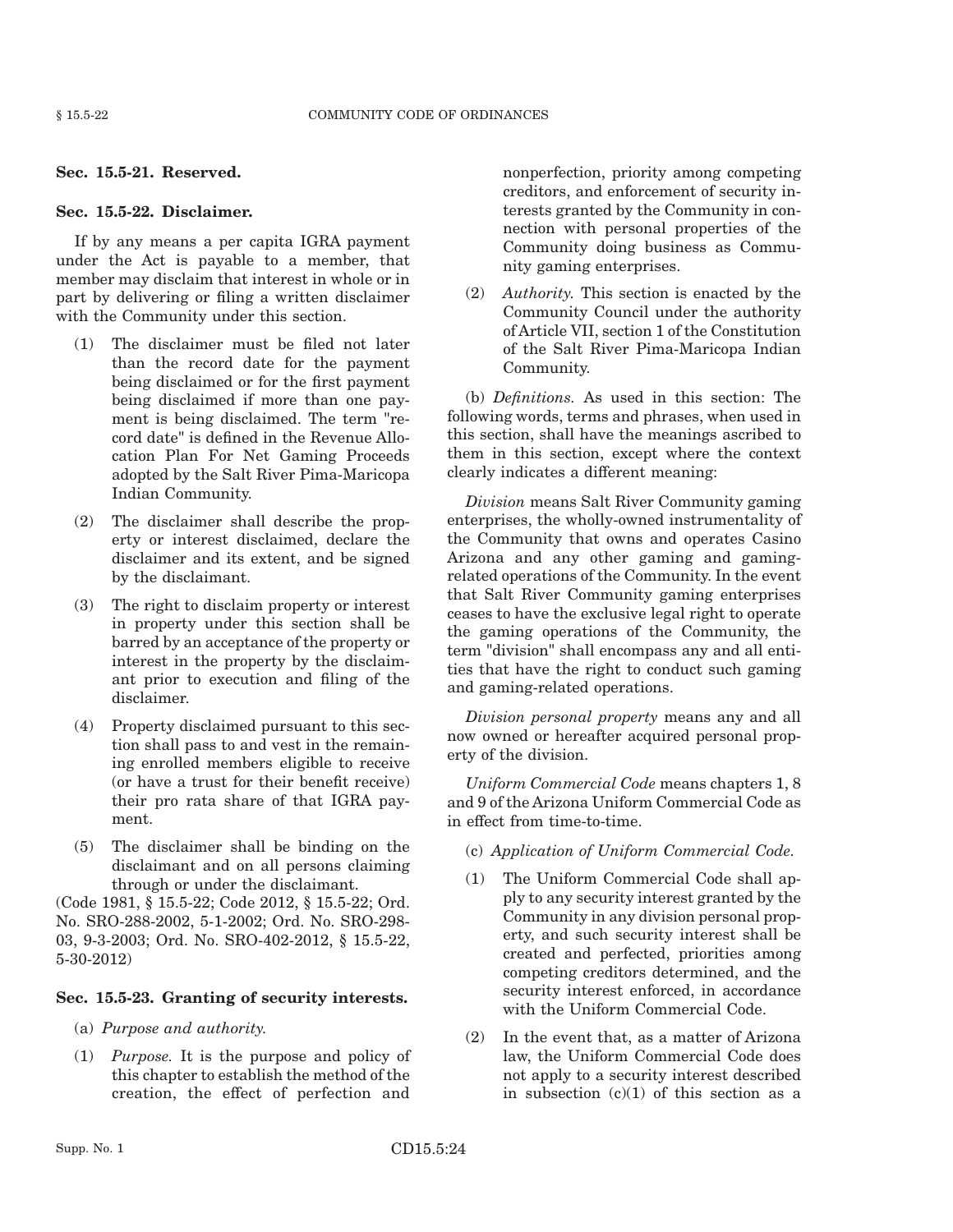### Sec. 15.5-21. Reserved.

### Sec. 15.5-22. Disclaimer.

If by any means a per capita IGRA payment under the Act is payable to a member, that member may disclaim that interest in whole or in part by delivering or filing a written disclaimer with the Community under this section.

(1) The disclaimer must be filed not later than the record date for the payment being disclaimed or for the first payment being disclaimed if more than one payment is being disclaimed. The term "record date" is defined in the Revenue Allocation Plan For Net Gaming Proceeds adopted by the Salt River Pima-Maricopa Indian Community.

(2) The disclaimer shall describe the property or interest disclaimed, declare the disclaimer and its extent, and be signed by the disclaimant.

(3) The right to disclaim property or interest in property under this section shall be barred by an acceptance of the property or interest in the property by the disclaimant prior to execution and filing of the disclaimer.

(4) Property disclaimed pursuant to this section shall pass to and vest in the remaining enrolled members eligible to receive (or have a trust for their benefit receive) their pro rata share of that IGRA payment.

(5) The disclaimer shall be binding on the disclaimant and on all persons claiming through or under the disclaimant.

(Code 1981, § 15.5-22; Code 2012, § 15.5-22; Ord. No. SRO-288-2002, 5-1-2002; Ord. No. SRO-298-03, 9-3-2003; Ord. No. SRO-402-2012, § 15.5-22, 5-30-2012)

### Sec. 15.5-23. Granting of security interests.

(a) *Purpose and authority.*

(1) *Purpose.* It is the purpose and policy of this chapter to establish the method of the creation, the effect of perfection and nonperfection, priority among competing creditors, and enforcement of security interests granted by the Community in connection with personal properties of the Community doing business as Community gaming enterprises.

(2) *Authority.* This section is enacted by the Community Council under the authority of Article VII, section 1 of the Constitution of the Salt River Pima-Maricopa Indian Community.

(b) *Definitions.* As used in this section: The following words, terms and phrases, when used in this section, shall have the meanings ascribed to them in this section, except where the context clearly indicates a different meaning:

*Division* means Salt River Community gaming enterprises, the wholly-owned instrumentality of the Community that owns and operates Casino Arizona and any other gaming and gaming-related operations of the Community. In the event that Salt River Community gaming enterprises ceases to have the exclusive legal right to operate the gaming operations of the Community, the term "division" shall encompass any and all entities that have the right to conduct such gaming and gaming-related operations.

*Division personal property* means any and all now owned or hereafter acquired personal property of the division.

*Uniform Commercial Code* means chapters 1, 8 and 9 of the Arizona Uniform Commercial Code as in effect from time-to-time.

(c) *Application of Uniform Commercial Code.*

(1) The Uniform Commercial Code shall apply to any security interest granted by the Community in any division personal property, and such security interest shall be created and perfected, priorities among competing creditors determined, and the security interest enforced, in accordance with the Uniform Commercial Code.

(2) In the event that, as a matter of Arizona law, the Uniform Commercial Code does not apply to a security interest described in subsection (c)(1) of this section as a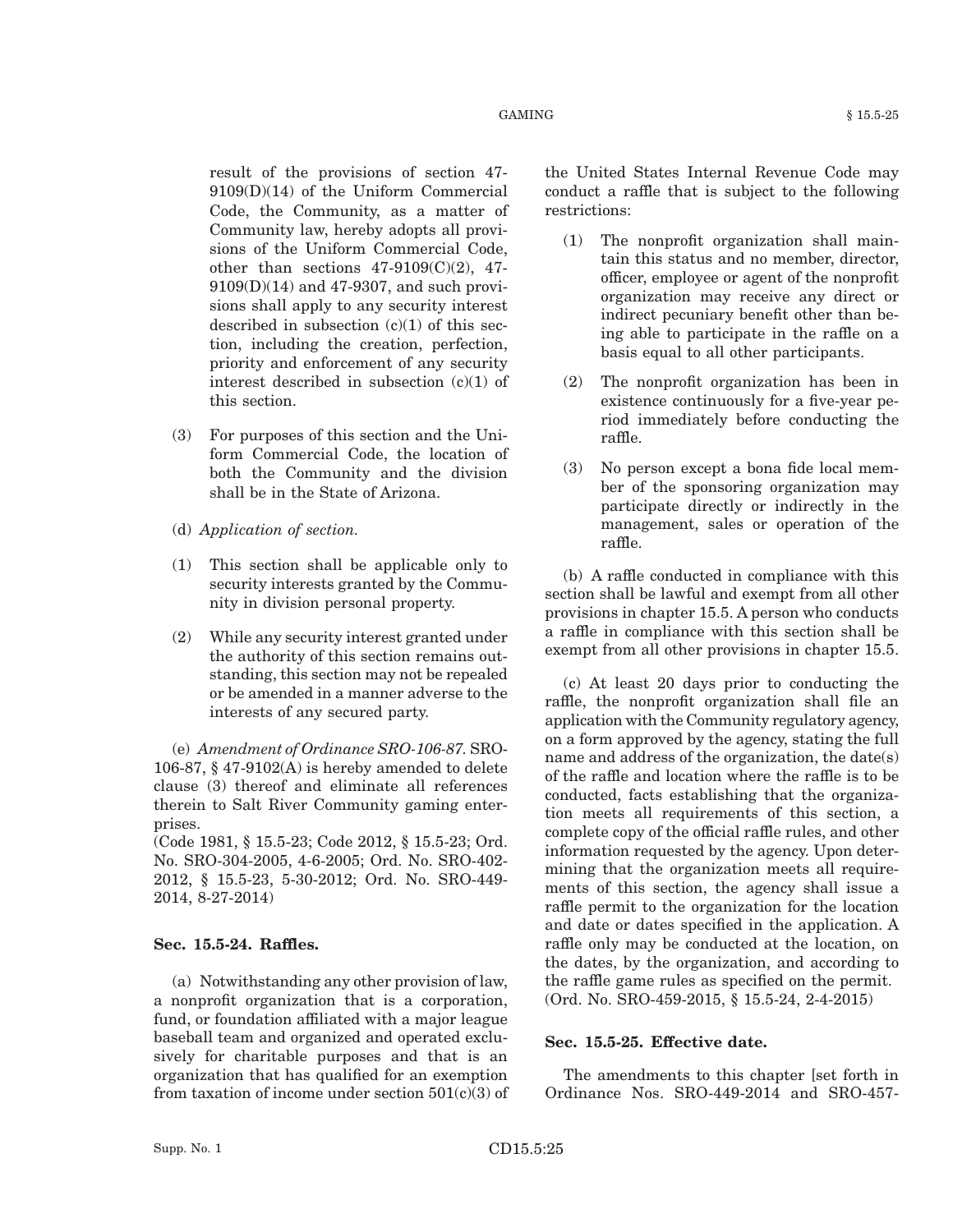result of the provisions of section 47-9109(D)(14) of the Uniform Commercial Code, the Community, as a matter of Community law, hereby adopts all provisions of the Uniform Commercial Code, other than sections 47-9109(C)(2), 47-9109(D)(14) and 47-9307, and such provisions shall apply to any security interest described in subsection (c)(1) of this section, including the creation, perfection, priority and enforcement of any security interest described in subsection (c)(1) of this section.

(3) For purposes of this section and the Uniform Commercial Code, the location of both the Community and the division shall be in the State of Arizona.

(d) *Application of section.*

(1) This section shall be applicable only to security interests granted by the Community in division personal property.

(2) While any security interest granted under the authority of this section remains outstanding, this section may not be repealed or be amended in a manner adverse to the interests of any secured party.

(e) *Amendment of Ordinance SRO-106-87.* SRO-106-87, § 47-9102(A) is hereby amended to delete clause (3) thereof and eliminate all references therein to Salt River Community gaming enterprises.
(Code 1981, § 15.5-23; Code 2012, § 15.5-23; Ord. No. SRO-304-2005, 4-6-2005; Ord. No. SRO-402-2012, § 15.5-23, 5-30-2012; Ord. No. SRO-449-2014, 8-27-2014)

**Sec. 15.5-24. Raffles.**

(a) Notwithstanding any other provision of law, a nonprofit organization that is a corporation, fund, or foundation affiliated with a major league baseball team and organized and operated exclusively for charitable purposes and that is an organization that has qualified for an exemption from taxation of income under section 501(c)(3) of the United States Internal Revenue Code may conduct a raffle that is subject to the following restrictions:

(1) The nonprofit organization shall maintain this status and no member, director, officer, employee or agent of the nonprofit organization may receive any direct or indirect pecuniary benefit other than being able to participate in the raffle on a basis equal to all other participants.

(2) The nonprofit organization has been in existence continuously for a five-year period immediately before conducting the raffle.

(3) No person except a bona fide local member of the sponsoring organization may participate directly or indirectly in the management, sales or operation of the raffle.

(b) A raffle conducted in compliance with this section shall be lawful and exempt from all other provisions in chapter 15.5. A person who conducts a raffle in compliance with this section shall be exempt from all other provisions in chapter 15.5.

(c) At least 20 days prior to conducting the raffle, the nonprofit organization shall file an application with the Community regulatory agency, on a form approved by the agency, stating the full name and address of the organization, the date(s) of the raffle and location where the raffle is to be conducted, facts establishing that the organization meets all requirements of this section, a complete copy of the official raffle rules, and other information requested by the agency. Upon determining that the organization meets all requirements of this section, the agency shall issue a raffle permit to the organization for the location and date or dates specified in the application. A raffle only may be conducted at the location, on the dates, by the organization, and according to the raffle game rules as specified on the permit.
(Ord. No. SRO-459-2015, § 15.5-24, 2-4-2015)

**Sec. 15.5-25. Effective date.**

The amendments to this chapter [set forth in Ordinance Nos. SRO-449-2014 and SRO-457-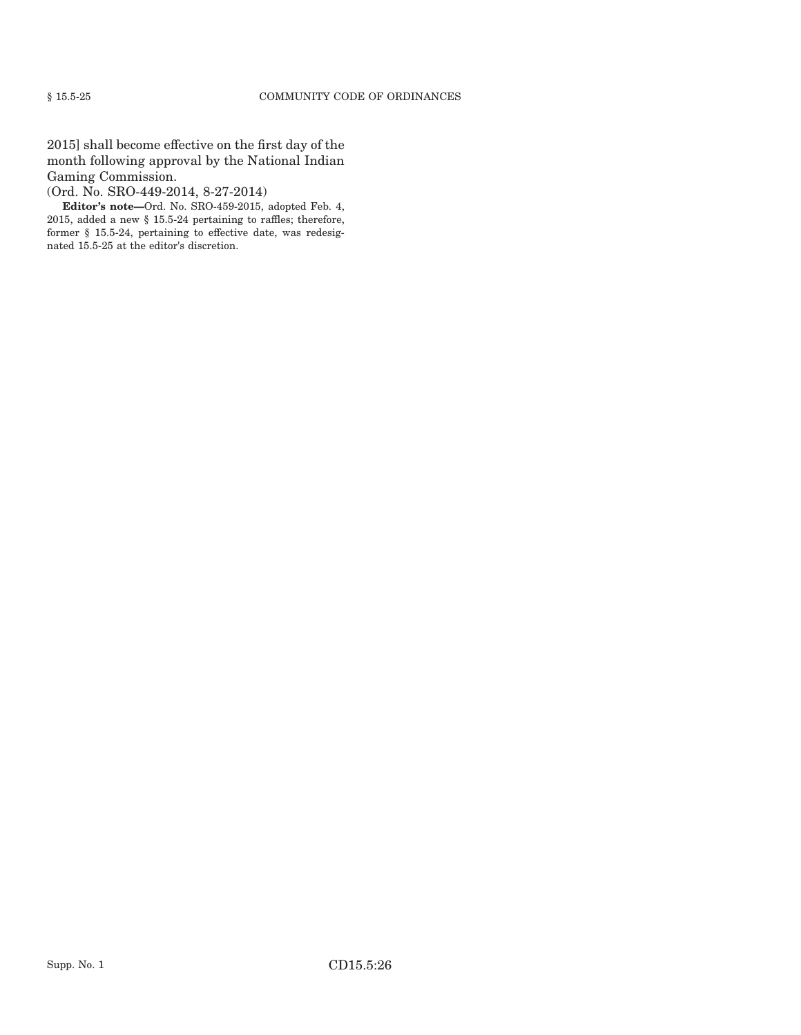2015] shall become effective on the first day of the month following approval by the National Indian Gaming Commission.

(Ord. No. SRO-449-2014, 8-27-2014)

**Editor's note—**Ord. No. SRO-459-2015, adopted Feb. 4, 2015, added a new § 15.5-24 pertaining to raffles; therefore, former § 15.5-24, pertaining to effective date, was redesignated 15.5-25 at the editor's discretion.